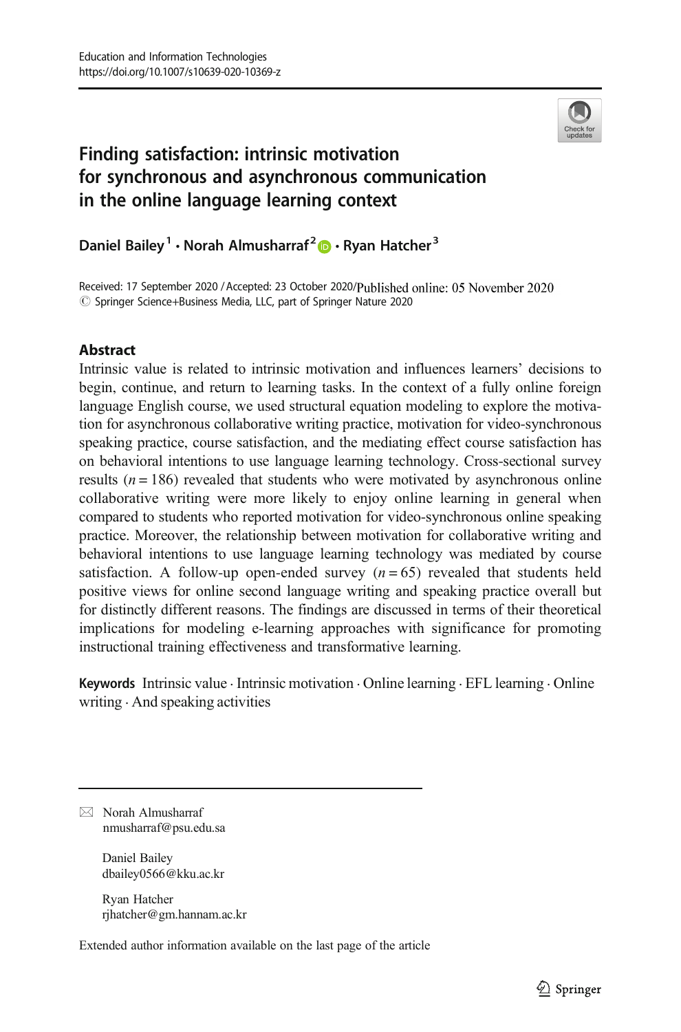# Finding satisfaction: intrinsic motivation for synchronous and asynchronous communication in the online language learning context

Daniel Bailey[1] · Norah Almusharraf[2] · Ryan Hatcher[3]

Received: 17 September 2020 / Accepted: 23 October 2020/Published online: 05 November 2020
© Springer Science+Business Media, LLC, part of Springer Nature 2020

## Abstract

Intrinsic value is related to intrinsic motivation and influences learners' decisions to begin, continue, and return to learning tasks. In the context of a fully online foreign language English course, we used structural equation modeling to explore the motivation for asynchronous collaborative writing practice, motivation for video-synchronous speaking practice, course satisfaction, and the mediating effect course satisfaction has on behavioral intentions to use language learning technology. Cross-sectional survey results ($n = 186$) revealed that students who were motivated by asynchronous online collaborative writing were more likely to enjoy online learning in general when compared to students who reported motivation for video-synchronous online speaking practice. Moreover, the relationship between motivation for collaborative writing and behavioral intentions to use language learning technology was mediated by course satisfaction. A follow-up open-ended survey ($n = 65$) revealed that students held positive views for online second language writing and speaking practice overall but for distinctly different reasons. The findings are discussed in terms of their theoretical implications for modeling e-learning approaches with significance for promoting instructional training effectiveness and transformative learning.

**Keywords** Intrinsic value · Intrinsic motivation · Online learning · EFL learning · Online writing · And speaking activities

✉ Norah Almusharraf
nmusharraf@psu.edu.sa

Daniel Bailey
dbailey0566@kku.ac.kr

Ryan Hatcher
rjhatcher@gm.hannam.ac.kr

Extended author information available on the last page of the article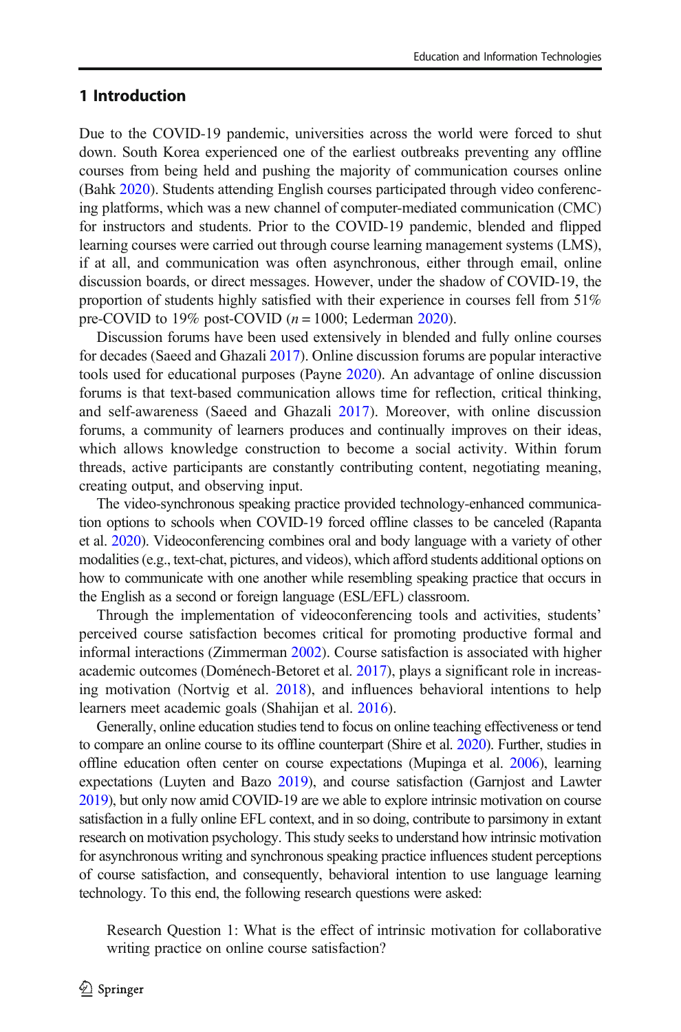## 1 Introduction

Due to the COVID-19 pandemic, universities across the world were forced to shut down. South Korea experienced one of the earliest outbreaks preventing any offline courses from being held and pushing the majority of communication courses online (Bahk 2020). Students attending English courses participated through video conferencing platforms, which was a new channel of computer-mediated communication (CMC) for instructors and students. Prior to the COVID-19 pandemic, blended and flipped learning courses were carried out through course learning management systems (LMS), if at all, and communication was often asynchronous, either through email, online discussion boards, or direct messages. However, under the shadow of COVID-19, the proportion of students highly satisfied with their experience in courses fell from 51% pre-COVID to 19% post-COVID ($n = 1000$; Lederman 2020).

Discussion forums have been used extensively in blended and fully online courses for decades (Saeed and Ghazali 2017). Online discussion forums are popular interactive tools used for educational purposes (Payne 2020). An advantage of online discussion forums is that text-based communication allows time for reflection, critical thinking, and self-awareness (Saeed and Ghazali 2017). Moreover, with online discussion forums, a community of learners produces and continually improves on their ideas, which allows knowledge construction to become a social activity. Within forum threads, active participants are constantly contributing content, negotiating meaning, creating output, and observing input.

The video-synchronous speaking practice provided technology-enhanced communication options to schools when COVID-19 forced offline classes to be canceled (Rapanta et al. 2020). Videoconferencing combines oral and body language with a variety of other modalities (e.g., text-chat, pictures, and videos), which afford students additional options on how to communicate with one another while resembling speaking practice that occurs in the English as a second or foreign language (ESL/EFL) classroom.

Through the implementation of videoconferencing tools and activities, students' perceived course satisfaction becomes critical for promoting productive formal and informal interactions (Zimmerman 2002). Course satisfaction is associated with higher academic outcomes (Doménech-Betoret et al. 2017), plays a significant role in increasing motivation (Nortvig et al. 2018), and influences behavioral intentions to help learners meet academic goals (Shahijan et al. 2016).

Generally, online education studies tend to focus on online teaching effectiveness or tend to compare an online course to its offline counterpart (Shire et al. 2020). Further, studies in offline education often center on course expectations (Mupinga et al. 2006), learning expectations (Luyten and Bazo 2019), and course satisfaction (Garnjost and Lawter 2019), but only now amid COVID-19 are we able to explore intrinsic motivation on course satisfaction in a fully online EFL context, and in so doing, contribute to parsimony in extant research on motivation psychology. This study seeks to understand how intrinsic motivation for asynchronous writing and synchronous speaking practice influences student perceptions of course satisfaction, and consequently, behavioral intention to use language learning technology. To this end, the following research questions were asked:

> Research Question 1: What is the effect of intrinsic motivation for collaborative writing practice on online course satisfaction?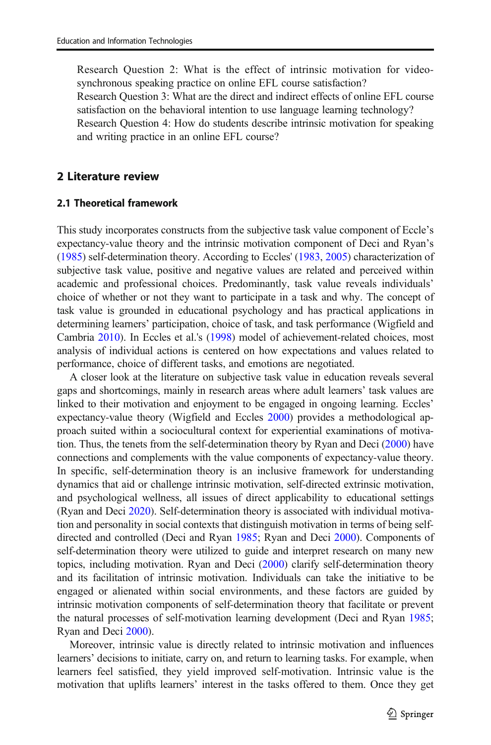Research Question 2: What is the effect of intrinsic motivation for video-synchronous speaking practice on online EFL course satisfaction?
Research Question 3: What are the direct and indirect effects of online EFL course satisfaction on the behavioral intention to use language learning technology?
Research Question 4: How do students describe intrinsic motivation for speaking and writing practice in an online EFL course?

## 2 Literature review

### 2.1 Theoretical framework

This study incorporates constructs from the subjective task value component of Eccle's expectancy-value theory and the intrinsic motivation component of Deci and Ryan's (1985) self-determination theory. According to Eccles' (1983, 2005) characterization of subjective task value, positive and negative values are related and perceived within academic and professional choices. Predominantly, task value reveals individuals' choice of whether or not they want to participate in a task and why. The concept of task value is grounded in educational psychology and has practical applications in determining learners' participation, choice of task, and task performance (Wigfield and Cambria 2010). In Eccles et al.'s (1998) model of achievement-related choices, most analysis of individual actions is centered on how expectations and values related to performance, choice of different tasks, and emotions are negotiated.

A closer look at the literature on subjective task value in education reveals several gaps and shortcomings, mainly in research areas where adult learners' task values are linked to their motivation and enjoyment to be engaged in ongoing learning. Eccles' expectancy-value theory (Wigfield and Eccles 2000) provides a methodological approach suited within a sociocultural context for experiential examinations of motivation. Thus, the tenets from the self-determination theory by Ryan and Deci (2000) have connections and complements with the value components of expectancy-value theory. In specific, self-determination theory is an inclusive framework for understanding dynamics that aid or challenge intrinsic motivation, self-directed extrinsic motivation, and psychological wellness, all issues of direct applicability to educational settings (Ryan and Deci 2020). Self-determination theory is associated with individual motivation and personality in social contexts that distinguish motivation in terms of being self-directed and controlled (Deci and Ryan 1985; Ryan and Deci 2000). Components of self-determination theory were utilized to guide and interpret research on many new topics, including motivation. Ryan and Deci (2000) clarify self-determination theory and its facilitation of intrinsic motivation. Individuals can take the initiative to be engaged or alienated within social environments, and these factors are guided by intrinsic motivation components of self-determination theory that facilitate or prevent the natural processes of self-motivation learning development (Deci and Ryan 1985; Ryan and Deci 2000).

Moreover, intrinsic value is directly related to intrinsic motivation and influences learners' decisions to initiate, carry on, and return to learning tasks. For example, when learners feel satisfied, they yield improved self-motivation. Intrinsic value is the motivation that uplifts learners' interest in the tasks offered to them. Once they get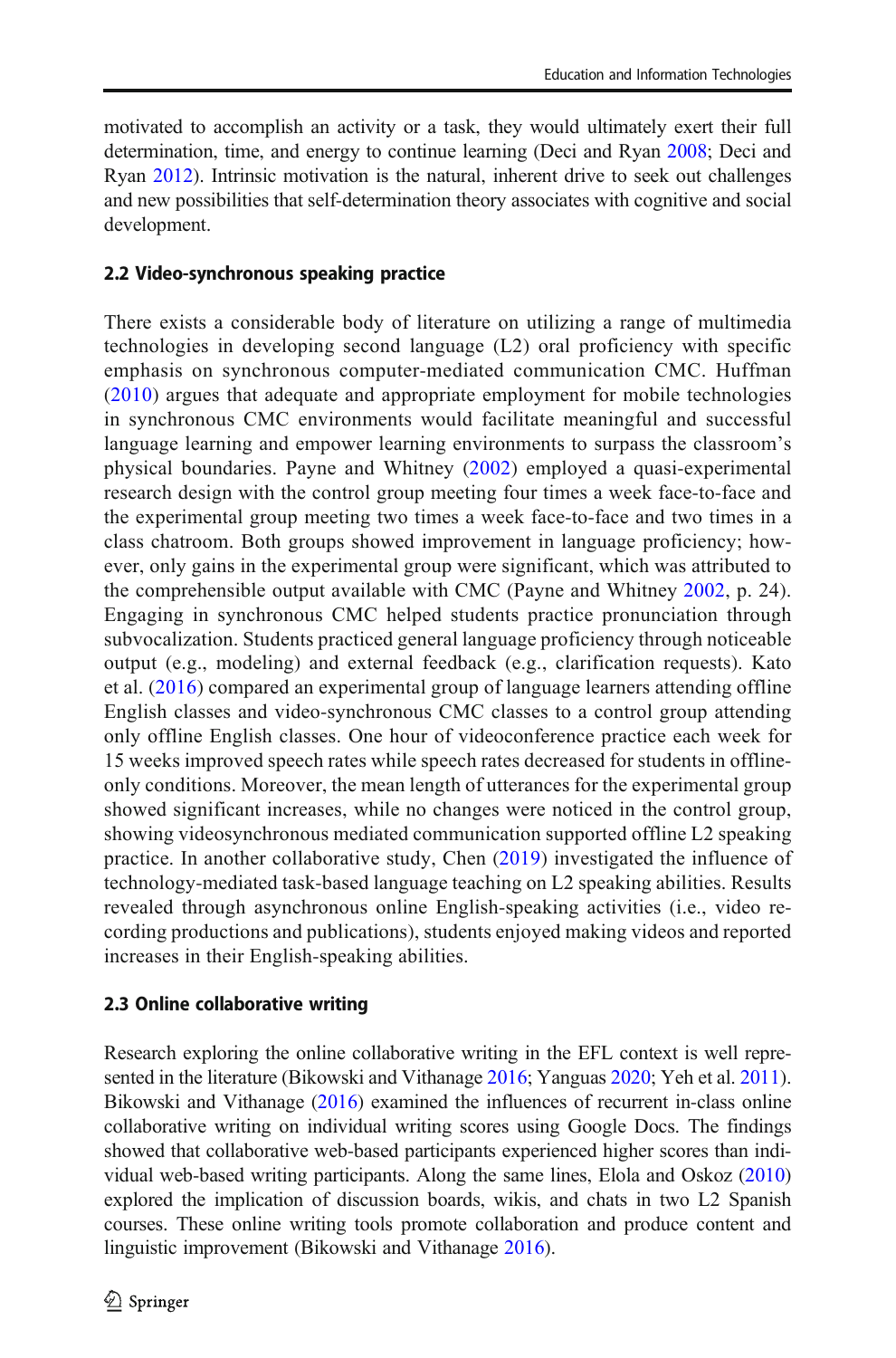motivated to accomplish an activity or a task, they would ultimately exert their full determination, time, and energy to continue learning (Deci and Ryan 2008; Deci and Ryan 2012). Intrinsic motivation is the natural, inherent drive to seek out challenges and new possibilities that self-determination theory associates with cognitive and social development.

### 2.2 Video-synchronous speaking practice

There exists a considerable body of literature on utilizing a range of multimedia technologies in developing second language (L2) oral proficiency with specific emphasis on synchronous computer-mediated communication CMC. Huffman (2010) argues that adequate and appropriate employment for mobile technologies in synchronous CMC environments would facilitate meaningful and successful language learning and empower learning environments to surpass the classroom's physical boundaries. Payne and Whitney (2002) employed a quasi-experimental research design with the control group meeting four times a week face-to-face and the experimental group meeting two times a week face-to-face and two times in a class chatroom. Both groups showed improvement in language proficiency; however, only gains in the experimental group were significant, which was attributed to the comprehensible output available with CMC (Payne and Whitney 2002, p. 24). Engaging in synchronous CMC helped students practice pronunciation through subvocalization. Students practiced general language proficiency through noticeable output (e.g., modeling) and external feedback (e.g., clarification requests). Kato et al. (2016) compared an experimental group of language learners attending offline English classes and video-synchronous CMC classes to a control group attending only offline English classes. One hour of videoconference practice each week for 15 weeks improved speech rates while speech rates decreased for students in offline-only conditions. Moreover, the mean length of utterances for the experimental group showed significant increases, while no changes were noticed in the control group, showing videosynchronous mediated communication supported offline L2 speaking practice. In another collaborative study, Chen (2019) investigated the influence of technology-mediated task-based language teaching on L2 speaking abilities. Results revealed through asynchronous online English-speaking activities (i.e., video recording productions and publications), students enjoyed making videos and reported increases in their English-speaking abilities.

### 2.3 Online collaborative writing

Research exploring the online collaborative writing in the EFL context is well represented in the literature (Bikowski and Vithanage 2016; Yanguas 2020; Yeh et al. 2011). Bikowski and Vithanage (2016) examined the influences of recurrent in-class online collaborative writing on individual writing scores using Google Docs. The findings showed that collaborative web-based participants experienced higher scores than individual web-based writing participants. Along the same lines, Elola and Oskoz (2010) explored the implication of discussion boards, wikis, and chats in two L2 Spanish courses. These online writing tools promote collaboration and produce content and linguistic improvement (Bikowski and Vithanage 2016).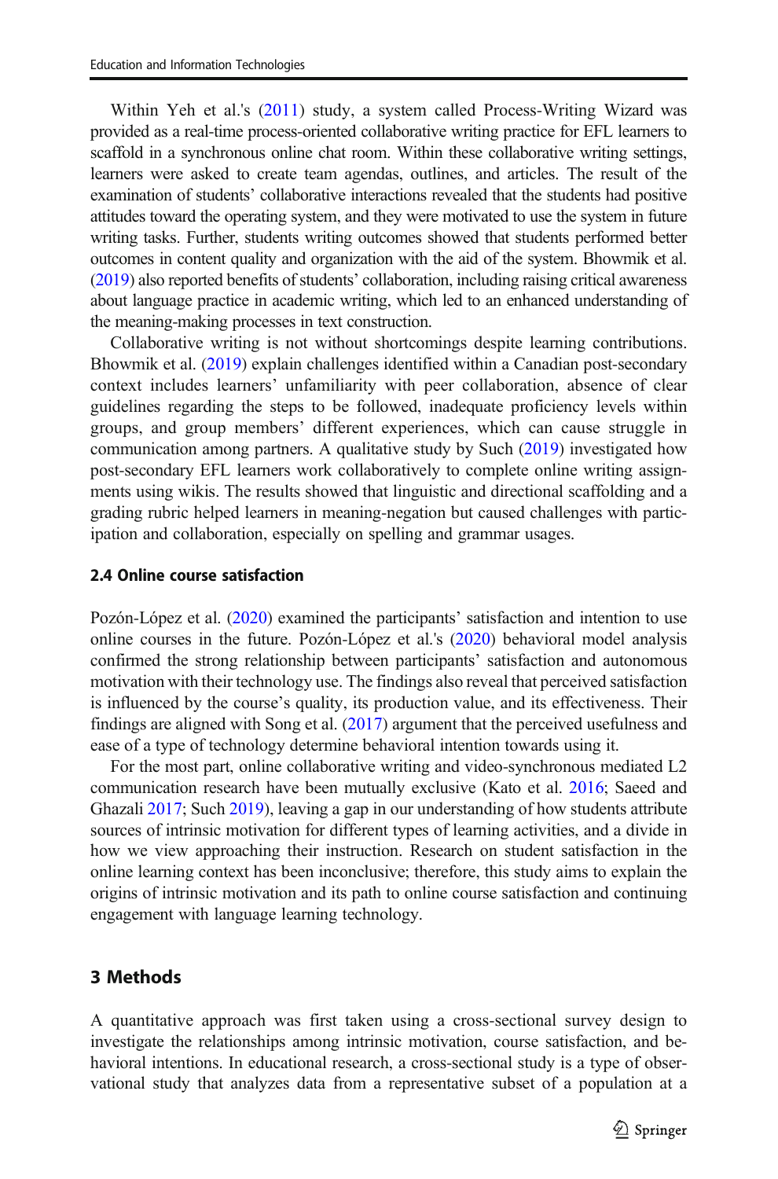Within Yeh et al.'s (2011) study, a system called Process-Writing Wizard was provided as a real-time process-oriented collaborative writing practice for EFL learners to scaffold in a synchronous online chat room. Within these collaborative writing settings, learners were asked to create team agendas, outlines, and articles. The result of the examination of students' collaborative interactions revealed that the students had positive attitudes toward the operating system, and they were motivated to use the system in future writing tasks. Further, students writing outcomes showed that students performed better outcomes in content quality and organization with the aid of the system. Bhowmik et al. (2019) also reported benefits of students' collaboration, including raising critical awareness about language practice in academic writing, which led to an enhanced understanding of the meaning-making processes in text construction.

Collaborative writing is not without shortcomings despite learning contributions. Bhowmik et al. (2019) explain challenges identified within a Canadian post-secondary context includes learners' unfamiliarity with peer collaboration, absence of clear guidelines regarding the steps to be followed, inadequate proficiency levels within groups, and group members' different experiences, which can cause struggle in communication among partners. A qualitative study by Such (2019) investigated how post-secondary EFL learners work collaboratively to complete online writing assignments using wikis. The results showed that linguistic and directional scaffolding and a grading rubric helped learners in meaning-negation but caused challenges with participation and collaboration, especially on spelling and grammar usages.

### 2.4 Online course satisfaction

Pozón-López et al. (2020) examined the participants' satisfaction and intention to use online courses in the future. Pozón-López et al.'s (2020) behavioral model analysis confirmed the strong relationship between participants' satisfaction and autonomous motivation with their technology use. The findings also reveal that perceived satisfaction is influenced by the course's quality, its production value, and its effectiveness. Their findings are aligned with Song et al. (2017) argument that the perceived usefulness and ease of a type of technology determine behavioral intention towards using it.

For the most part, online collaborative writing and video-synchronous mediated L2 communication research have been mutually exclusive (Kato et al. 2016; Saeed and Ghazali 2017; Such 2019), leaving a gap in our understanding of how students attribute sources of intrinsic motivation for different types of learning activities, and a divide in how we view approaching their instruction. Research on student satisfaction in the online learning context has been inconclusive; therefore, this study aims to explain the origins of intrinsic motivation and its path to online course satisfaction and continuing engagement with language learning technology.

## 3 Methods

A quantitative approach was first taken using a cross-sectional survey design to investigate the relationships among intrinsic motivation, course satisfaction, and behavioral intentions. In educational research, a cross-sectional study is a type of observational study that analyzes data from a representative subset of a population at a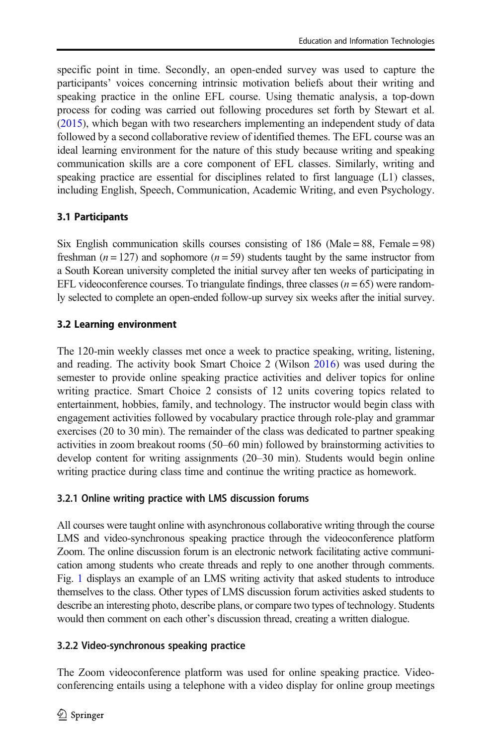specific point in time. Secondly, an open-ended survey was used to capture the participants' voices concerning intrinsic motivation beliefs about their writing and speaking practice in the online EFL course. Using thematic analysis, a top-down process for coding was carried out following procedures set forth by Stewart et al. (2015), which began with two researchers implementing an independent study of data followed by a second collaborative review of identified themes. The EFL course was an ideal learning environment for the nature of this study because writing and speaking communication skills are a core component of EFL classes. Similarly, writing and speaking practice are essential for disciplines related to first language (L1) classes, including English, Speech, Communication, Academic Writing, and even Psychology.

### 3.1 Participants

Six English communication skills courses consisting of 186 (Male = 88, Female = 98) freshman ($n = 127$) and sophomore ($n = 59$) students taught by the same instructor from a South Korean university completed the initial survey after ten weeks of participating in EFL videoconference courses. To triangulate findings, three classes ($n = 65$) were randomly selected to complete an open-ended follow-up survey six weeks after the initial survey.

### 3.2 Learning environment

The 120-min weekly classes met once a week to practice speaking, writing, listening, and reading. The activity book Smart Choice 2 (Wilson 2016) was used during the semester to provide online speaking practice activities and deliver topics for online writing practice. Smart Choice 2 consists of 12 units covering topics related to entertainment, hobbies, family, and technology. The instructor would begin class with engagement activities followed by vocabulary practice through role-play and grammar exercises (20 to 30 min). The remainder of the class was dedicated to partner speaking activities in zoom breakout rooms (50–60 min) followed by brainstorming activities to develop content for writing assignments (20–30 min). Students would begin online writing practice during class time and continue the writing practice as homework.

#### 3.2.1 Online writing practice with LMS discussion forums

All courses were taught online with asynchronous collaborative writing through the course LMS and video-synchronous speaking practice through the videoconference platform Zoom. The online discussion forum is an electronic network facilitating active communication among students who create threads and reply to one another through comments. Fig. 1 displays an example of an LMS writing activity that asked students to introduce themselves to the class. Other types of LMS discussion forum activities asked students to describe an interesting photo, describe plans, or compare two types of technology. Students would then comment on each other's discussion thread, creating a written dialogue.

#### 3.2.2 Video-synchronous speaking practice

The Zoom videoconference platform was used for online speaking practice. Videoconferencing entails using a telephone with a video display for online group meetings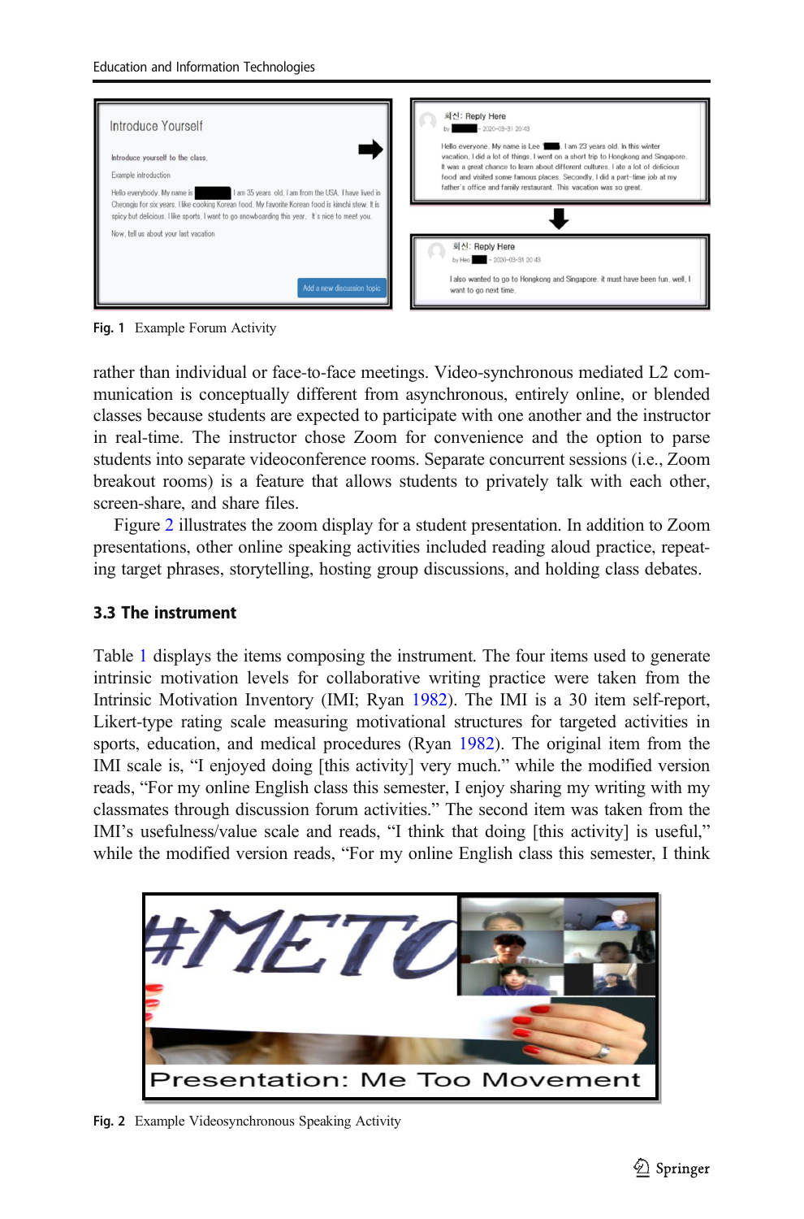Fig. 1 Example Forum Activity

rather than individual or face-to-face meetings. Video-synchronous mediated L2 communication is conceptually different from asynchronous, entirely online, or blended classes because students are expected to participate with one another and the instructor in real-time. The instructor chose Zoom for convenience and the option to parse students into separate videoconference rooms. Separate concurrent sessions (i.e., Zoom breakout rooms) is a feature that allows students to privately talk with each other, screen-share, and share files.

Figure 2 illustrates the zoom display for a student presentation. In addition to Zoom presentations, other online speaking activities included reading aloud practice, repeating target phrases, storytelling, hosting group discussions, and holding class debates.

### 3.3 The instrument

Table 1 displays the items composing the instrument. The four items used to generate intrinsic motivation levels for collaborative writing practice were taken from the Intrinsic Motivation Inventory (IMI; Ryan 1982). The IMI is a 30 item self-report, Likert-type rating scale measuring motivational structures for targeted activities in sports, education, and medical procedures (Ryan 1982). The original item from the IMI scale is, "I enjoyed doing [this activity] very much." while the modified version reads, "For my online English class this semester, I enjoy sharing my writing with my classmates through discussion forum activities." The second item was taken from the IMI's usefulness/value scale and reads, "I think that doing [this activity] is useful," while the modified version reads, "For my online English class this semester, I think

Fig. 2 Example Videosynchronous Speaking Activity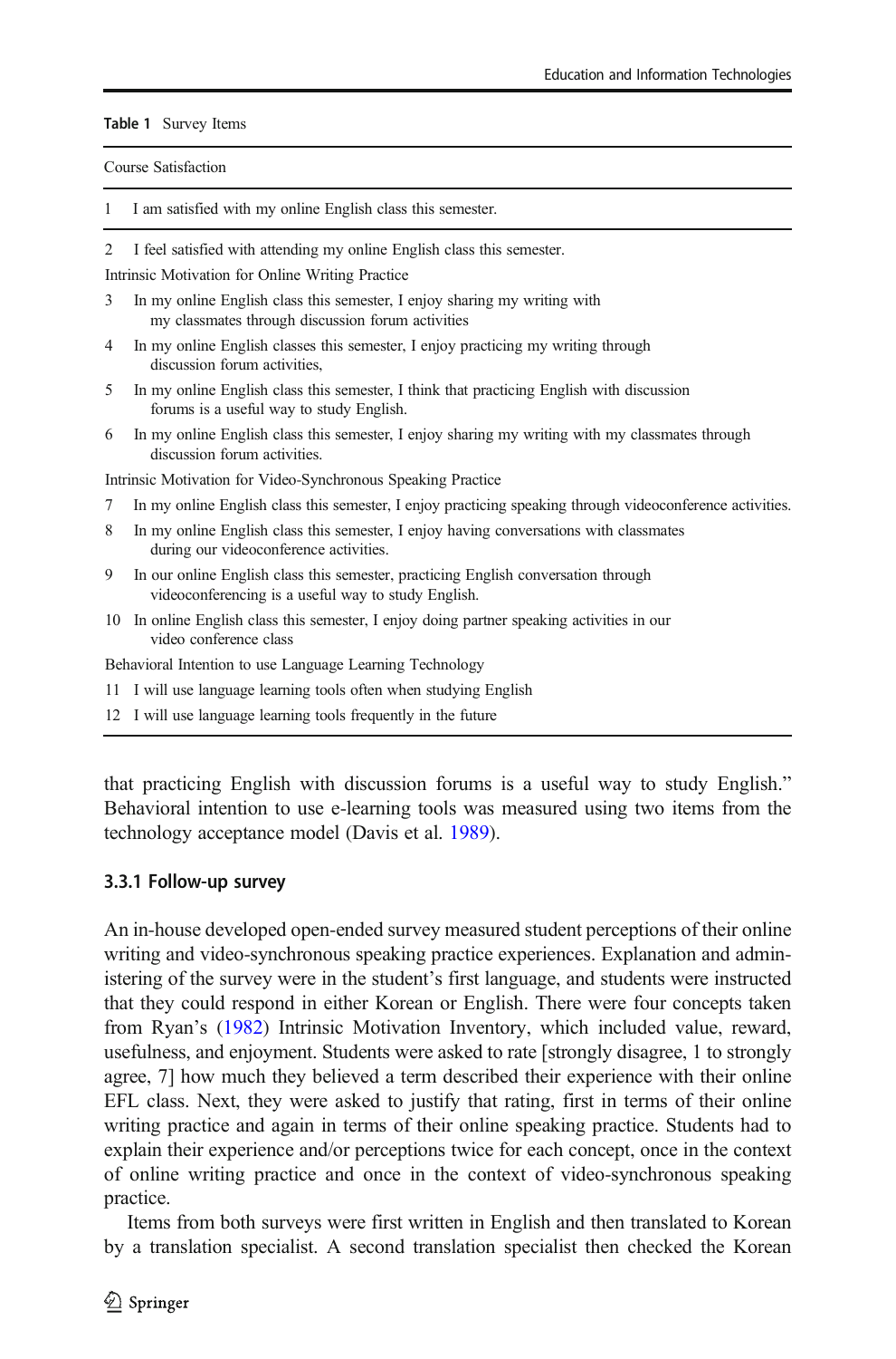**Table 1** Survey Items

| | |
|---|---|
| Course Satisfaction | |
| 1 | I am satisfied with my online English class this semester. |
| 2 | I feel satisfied with attending my online English class this semester. |
| Intrinsic Motivation for Online Writing Practice | |
| 3 | In my online English class this semester, I enjoy sharing my writing with my classmates through discussion forum activities |
| 4 | In my online English classes this semester, I enjoy practicing my writing through discussion forum activities, |
| 5 | In my online English class this semester, I think that practicing English with discussion forums is a useful way to study English. |
| 6 | In my online English class this semester, I enjoy sharing my writing with my classmates through discussion forum activities. |
| Intrinsic Motivation for Video-Synchronous Speaking Practice | |
| 7 | In my online English class this semester, I enjoy practicing speaking through videoconference activities. |
| 8 | In my online English class this semester, I enjoy having conversations with classmates during our videoconference activities. |
| 9 | In our online English class this semester, practicing English conversation through videoconferencing is a useful way to study English. |
| 10 | In online English class this semester, I enjoy doing partner speaking activities in our video conference class |
| Behavioral Intention to use Language Learning Technology | |
| 11 | I will use language learning tools often when studying English |
| 12 | I will use language learning tools frequently in the future |

that practicing English with discussion forums is a useful way to study English." Behavioral intention to use e-learning tools was measured using two items from the technology acceptance model (Davis et al. 1989).

### 3.3.1 Follow-up survey

An in-house developed open-ended survey measured student perceptions of their online writing and video-synchronous speaking practice experiences. Explanation and administering of the survey were in the student's first language, and students were instructed that they could respond in either Korean or English. There were four concepts taken from Ryan's (1982) Intrinsic Motivation Inventory, which included value, reward, usefulness, and enjoyment. Students were asked to rate [strongly disagree, 1 to strongly agree, 7] how much they believed a term described their experience with their online EFL class. Next, they were asked to justify that rating, first in terms of their online writing practice and again in terms of their online speaking practice. Students had to explain their experience and/or perceptions twice for each concept, once in the context of online writing practice and once in the context of video-synchronous speaking practice.

Items from both surveys were first written in English and then translated to Korean by a translation specialist. A second translation specialist then checked the Korean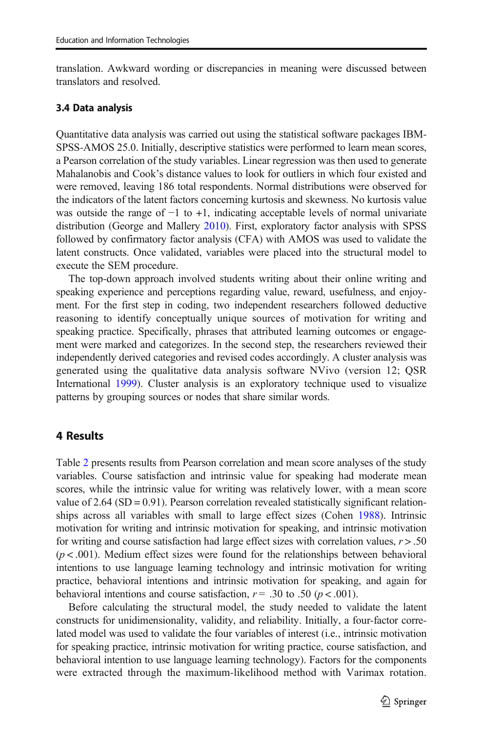translation. Awkward wording or discrepancies in meaning were discussed between translators and resolved.

### 3.4 Data analysis

Quantitative data analysis was carried out using the statistical software packages IBM-SPSS-AMOS 25.0. Initially, descriptive statistics were performed to learn mean scores, a Pearson correlation of the study variables. Linear regression was then used to generate Mahalanobis and Cook's distance values to look for outliers in which four existed and were removed, leaving 186 total respondents. Normal distributions were observed for the indicators of the latent factors concerning kurtosis and skewness. No kurtosis value was outside the range of −1 to +1, indicating acceptable levels of normal univariate distribution (George and Mallery 2010). First, exploratory factor analysis with SPSS followed by confirmatory factor analysis (CFA) with AMOS was used to validate the latent constructs. Once validated, variables were placed into the structural model to execute the SEM procedure.

The top-down approach involved students writing about their online writing and speaking experience and perceptions regarding value, reward, usefulness, and enjoyment. For the first step in coding, two independent researchers followed deductive reasoning to identify conceptually unique sources of motivation for writing and speaking practice. Specifically, phrases that attributed learning outcomes or engagement were marked and categorizes. In the second step, the researchers reviewed their independently derived categories and revised codes accordingly. A cluster analysis was generated using the qualitative data analysis software NVivo (version 12; QSR International 1999). Cluster analysis is an exploratory technique used to visualize patterns by grouping sources or nodes that share similar words.

## 4 Results

Table 2 presents results from Pearson correlation and mean score analyses of the study variables. Course satisfaction and intrinsic value for speaking had moderate mean scores, while the intrinsic value for writing was relatively lower, with a mean score value of 2.64 (SD = 0.91). Pearson correlation revealed statistically significant relationships across all variables with small to large effect sizes (Cohen 1988). Intrinsic motivation for writing and intrinsic motivation for speaking, and intrinsic motivation for writing and course satisfaction had large effect sizes with correlation values, $r > .50$ ($p < .001$). Medium effect sizes were found for the relationships between behavioral intentions to use language learning technology and intrinsic motivation for writing practice, behavioral intentions and intrinsic motivation for speaking, and again for behavioral intentions and course satisfaction, $r = .30$ to $.50$ ($p < .001$).

Before calculating the structural model, the study needed to validate the latent constructs for unidimensionality, validity, and reliability. Initially, a four-factor correlated model was used to validate the four variables of interest (i.e., intrinsic motivation for speaking practice, intrinsic motivation for writing practice, course satisfaction, and behavioral intention to use language learning technology). Factors for the components were extracted through the maximum-likelihood method with Varimax rotation.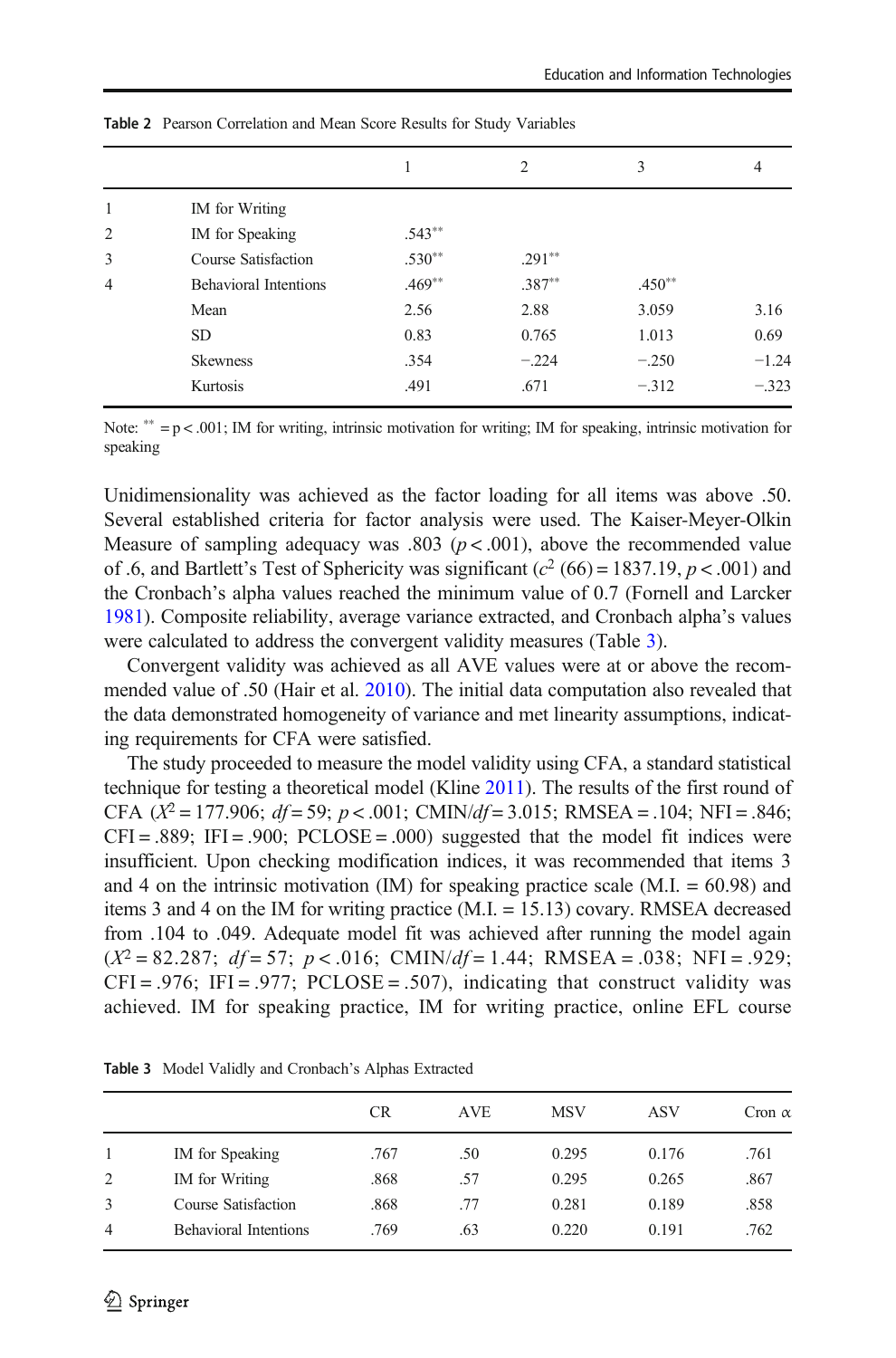**Table 2** Pearson Correlation and Mean Score Results for Study Variables

| | | 1 | 2 | 3 | 4 |
|---|---|---|---|---|---|
| 1 | IM for Writing | | | | |
| 2 | IM for Speaking | .543** | | | |
| 3 | Course Satisfaction | .530** | .291** | | |
| 4 | Behavioral Intentions | .469** | .387** | .450** | |
| | Mean | 2.56 | 2.88 | 3.059 | 3.16 |
| | SD | 0.83 | 0.765 | 1.013 | 0.69 |
| | Skewness | .354 | −.224 | −.250 | −1.24 |
| | Kurtosis | .491 | .671 | −.312 | −.323 |

Note: ** = $p < .001$; IM for writing, intrinsic motivation for writing; IM for speaking, intrinsic motivation for speaking

Unidimensionality was achieved as the factor loading for all items was above .50. Several established criteria for factor analysis were used. The Kaiser-Meyer-Olkin Measure of sampling adequacy was .803 ($p < .001$), above the recommended value of .6, and Bartlett's Test of Sphericity was significant ($c^2$ (66) = 1837.19, $p < .001$) and the Cronbach's alpha values reached the minimum value of 0.7 (Fornell and Larcker 1981). Composite reliability, average variance extracted, and Cronbach alpha's values were calculated to address the convergent validity measures (Table 3).

Convergent validity was achieved as all AVE values were at or above the recommended value of .50 (Hair et al. 2010). The initial data computation also revealed that the data demonstrated homogeneity of variance and met linearity assumptions, indicating requirements for CFA were satisfied.

The study proceeded to measure the model validity using CFA, a standard statistical technique for testing a theoretical model (Kline 2011). The results of the first round of CFA ($X^2 = 177.906$; $df = 59$; $p < .001$; CMIN/$df = 3.015$; RMSEA = .104; NFI = .846; CFI = .889; IFI = .900; PCLOSE = .000) suggested that the model fit indices were insufficient. Upon checking modification indices, it was recommended that items 3 and 4 on the intrinsic motivation (IM) for speaking practice scale (M.I. = 60.98) and items 3 and 4 on the IM for writing practice (M.I. = 15.13) covary. RMSEA decreased from .104 to .049. Adequate model fit was achieved after running the model again ($X^2 = 82.287$; $df = 57$; $p < .016$; CMIN/$df = 1.44$; RMSEA = .038; NFI = .929; CFI = .976; IFI = .977; PCLOSE = .507), indicating that construct validity was achieved. IM for speaking practice, IM for writing practice, online EFL course

**Table 3** Model Validly and Cronbach's Alphas Extracted

| | | CR | AVE | MSV | ASV | Cron α |
|---|---|---|---|---|---|---|
| 1 | IM for Speaking | .767 | .50 | 0.295 | 0.176 | .761 |
| 2 | IM for Writing | .868 | .57 | 0.295 | 0.265 | .867 |
| 3 | Course Satisfaction | .868 | .77 | 0.281 | 0.189 | .858 |
| 4 | Behavioral Intentions | .769 | .63 | 0.220 | 0.191 | .762 |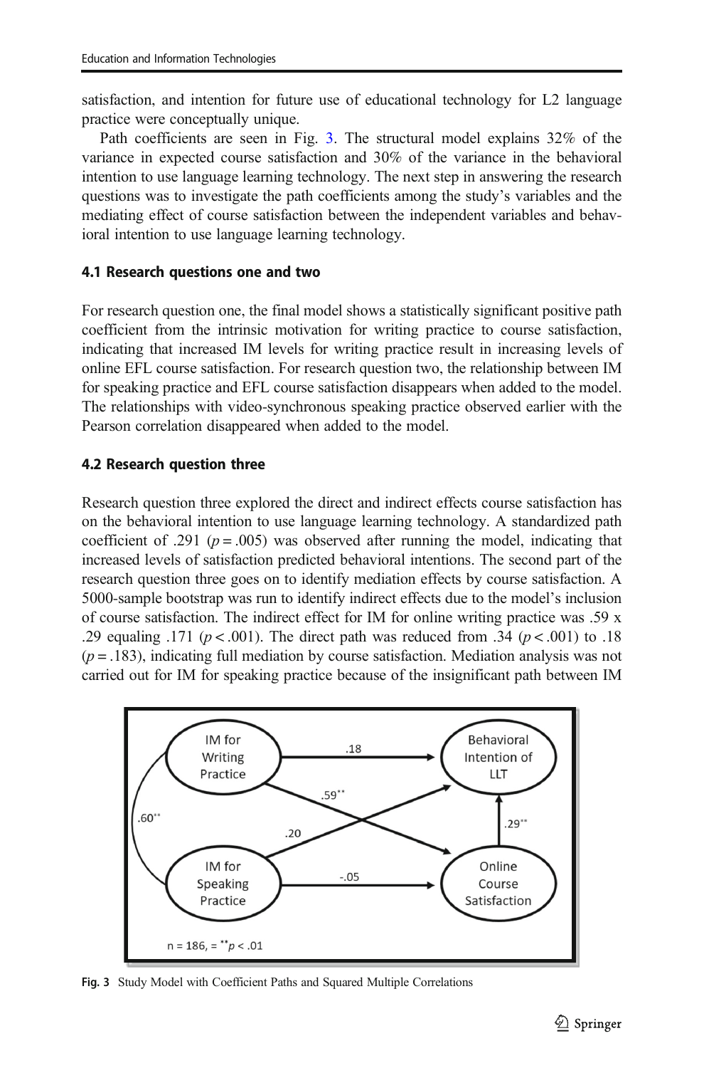satisfaction, and intention for future use of educational technology for L2 language practice were conceptually unique.

Path coefficients are seen in Fig. 3. The structural model explains 32% of the variance in expected course satisfaction and 30% of the variance in the behavioral intention to use language learning technology. The next step in answering the research questions was to investigate the path coefficients among the study's variables and the mediating effect of course satisfaction between the independent variables and behavioral intention to use language learning technology.

### 4.1 Research questions one and two

For research question one, the final model shows a statistically significant positive path coefficient from the intrinsic motivation for writing practice to course satisfaction, indicating that increased IM levels for writing practice result in increasing levels of online EFL course satisfaction. For research question two, the relationship between IM for speaking practice and EFL course satisfaction disappears when added to the model. The relationships with video-synchronous speaking practice observed earlier with the Pearson correlation disappeared when added to the model.

### 4.2 Research question three

Research question three explored the direct and indirect effects course satisfaction has on the behavioral intention to use language learning technology. A standardized path coefficient of .291 ($p = .005$) was observed after running the model, indicating that increased levels of satisfaction predicted behavioral intentions. The second part of the research question three goes on to identify mediation effects by course satisfaction. A 5000-sample bootstrap was run to identify indirect effects due to the model's inclusion of course satisfaction. The indirect effect for IM for online writing practice was .59 x .29 equaling .171 ($p < .001$). The direct path was reduced from .34 ($p < .001$) to .18 ($p = .183$), indicating full mediation by course satisfaction. Mediation analysis was not carried out for IM for speaking practice because of the insignificant path between IM

Fig. 3 Study Model with Coefficient Paths and Squared Multiple Correlations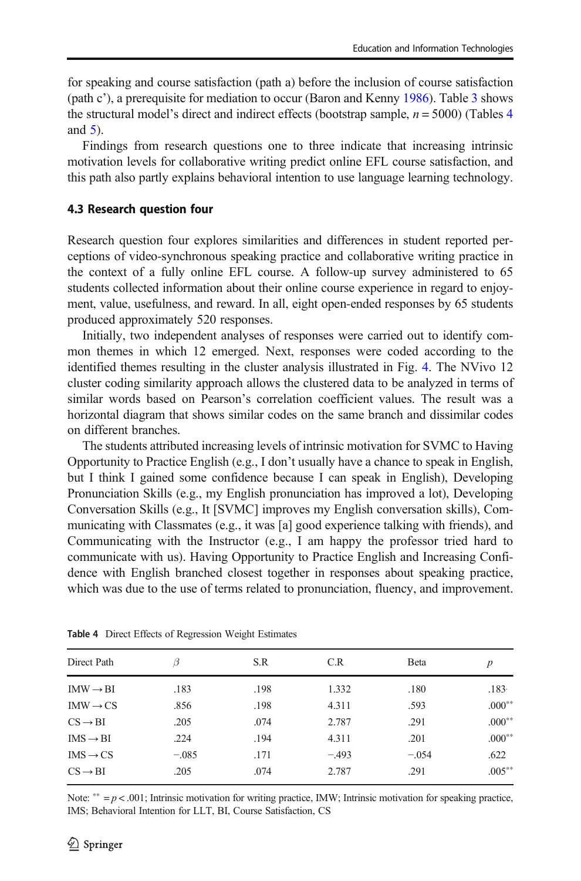for speaking and course satisfaction (path a) before the inclusion of course satisfaction (path c'), a prerequisite for mediation to occur (Baron and Kenny 1986). Table 3 shows the structural model's direct and indirect effects (bootstrap sample, $n = 5000$) (Tables 4 and 5).

Findings from research questions one to three indicate that increasing intrinsic motivation levels for collaborative writing predict online EFL course satisfaction, and this path also partly explains behavioral intention to use language learning technology.

### 4.3 Research question four

Research question four explores similarities and differences in student reported perceptions of video-synchronous speaking practice and collaborative writing practice in the context of a fully online EFL course. A follow-up survey administered to 65 students collected information about their online course experience in regard to enjoyment, value, usefulness, and reward. In all, eight open-ended responses by 65 students produced approximately 520 responses.

Initially, two independent analyses of responses were carried out to identify common themes in which 12 emerged. Next, responses were coded according to the identified themes resulting in the cluster analysis illustrated in Fig. 4. The NVivo 12 cluster coding similarity approach allows the clustered data to be analyzed in terms of similar words based on Pearson's correlation coefficient values. The result was a horizontal diagram that shows similar codes on the same branch and dissimilar codes on different branches.

The students attributed increasing levels of intrinsic motivation for SVMC to Having Opportunity to Practice English (e.g., I don't usually have a chance to speak in English, but I think I gained some confidence because I can speak in English), Developing Pronunciation Skills (e.g., my English pronunciation has improved a lot), Developing Conversation Skills (e.g., It [SVMC] improves my English conversation skills), Communicating with Classmates (e.g., it was [a] good experience talking with friends), and Communicating with the Instructor (e.g., I am happy the professor tried hard to communicate with us). Having Opportunity to Practice English and Increasing Confidence with English branched closest together in responses about speaking practice, which was due to the use of terms related to pronunciation, fluency, and improvement.

**Table 4** Direct Effects of Regression Weight Estimates

| Direct Path | $\beta$ | S.R | C.R | Beta | $p$ |
|---|---|---|---|---|---|
| IMW → BI | .183 | .198 | 1.332 | .180 | .183 |
| IMW → CS | .856 | .198 | 4.311 | .593 | .000** |
| CS → BI | .205 | .074 | 2.787 | .291 | .000** |
| IMS → BI | .224 | .194 | 4.311 | .201 | .000** |
| IMS → CS | −.085 | .171 | −.493 | −.054 | .622 |
| CS → BI | .205 | .074 | 2.787 | .291 | .005** |

Note: ** = $p < .001$; Intrinsic motivation for writing practice, IMW; Intrinsic motivation for speaking practice, IMS; Behavioral Intention for LLT, BI, Course Satisfaction, CS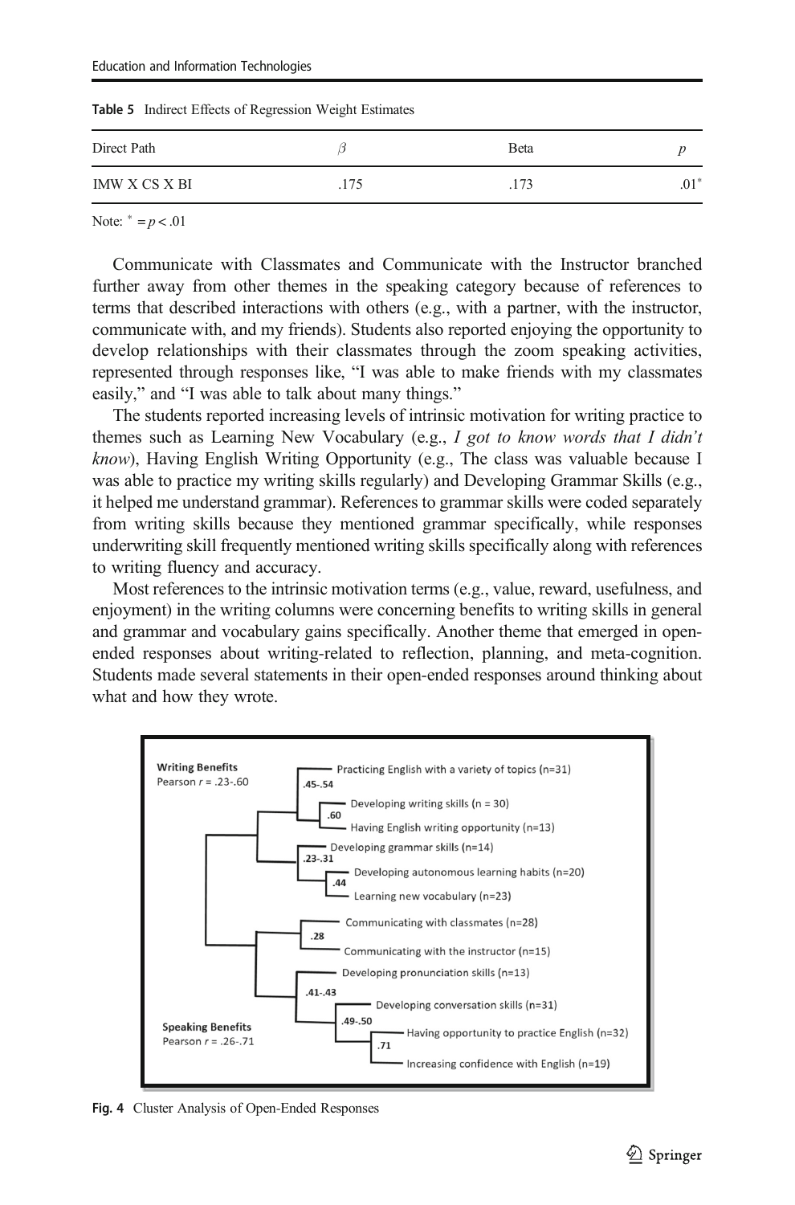**Table 5** Indirect Effects of Regression Weight Estimates

| Direct Path | $\beta$ | Beta | $p$ |
|---|---|---|---|
| IMW X CS X BI | .175 | .173 | .01* |

Note: * = $p < .01$

Communicate with Classmates and Communicate with the Instructor branched further away from other themes in the speaking category because of references to terms that described interactions with others (e.g., with a partner, with the instructor, communicate with, and my friends). Students also reported enjoying the opportunity to develop relationships with their classmates through the zoom speaking activities, represented through responses like, "I was able to make friends with my classmates easily," and "I was able to talk about many things."

The students reported increasing levels of intrinsic motivation for writing practice to themes such as Learning New Vocabulary (e.g., *I got to know words that I didn't know*), Having English Writing Opportunity (e.g., The class was valuable because I was able to practice my writing skills regularly) and Developing Grammar Skills (e.g., it helped me understand grammar). References to grammar skills were coded separately from writing skills because they mentioned grammar specifically, while responses underwriting skill frequently mentioned writing skills specifically along with references to writing fluency and accuracy.

Most references to the intrinsic motivation terms (e.g., value, reward, usefulness, and enjoyment) in the writing columns were concerning benefits to writing skills in general and grammar and vocabulary gains specifically. Another theme that emerged in open-ended responses about writing-related to reflection, planning, and meta-cognition. Students made several statements in their open-ended responses around thinking about what and how they wrote.

**Fig. 4** Cluster Analysis of Open-Ended Responses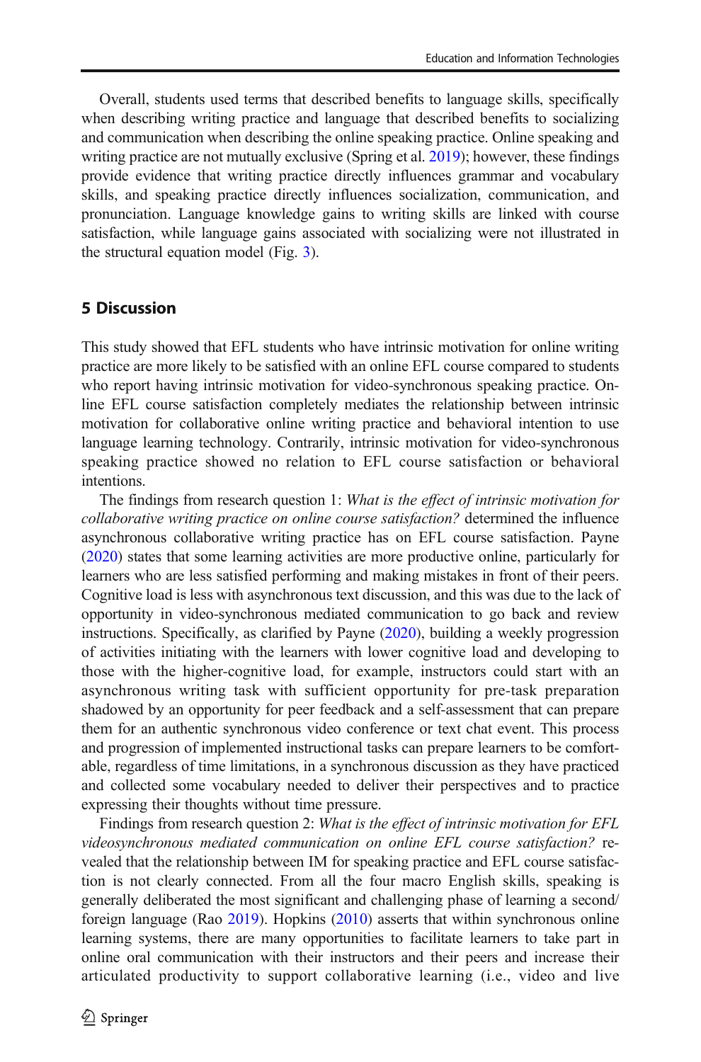Overall, students used terms that described benefits to language skills, specifically when describing writing practice and language that described benefits to socializing and communication when describing the online speaking practice. Online speaking and writing practice are not mutually exclusive (Spring et al. 2019); however, these findings provide evidence that writing practice directly influences grammar and vocabulary skills, and speaking practice directly influences socialization, communication, and pronunciation. Language knowledge gains to writing skills are linked with course satisfaction, while language gains associated with socializing were not illustrated in the structural equation model (Fig. 3).

## 5 Discussion

This study showed that EFL students who have intrinsic motivation for online writing practice are more likely to be satisfied with an online EFL course compared to students who report having intrinsic motivation for video-synchronous speaking practice. Online EFL course satisfaction completely mediates the relationship between intrinsic motivation for collaborative online writing practice and behavioral intention to use language learning technology. Contrarily, intrinsic motivation for video-synchronous speaking practice showed no relation to EFL course satisfaction or behavioral intentions.

The findings from research question 1: *What is the effect of intrinsic motivation for collaborative writing practice on online course satisfaction?* determined the influence asynchronous collaborative writing practice has on EFL course satisfaction. Payne (2020) states that some learning activities are more productive online, particularly for learners who are less satisfied performing and making mistakes in front of their peers. Cognitive load is less with asynchronous text discussion, and this was due to the lack of opportunity in video-synchronous mediated communication to go back and review instructions. Specifically, as clarified by Payne (2020), building a weekly progression of activities initiating with the learners with lower cognitive load and developing to those with the higher-cognitive load, for example, instructors could start with an asynchronous writing task with sufficient opportunity for pre-task preparation shadowed by an opportunity for peer feedback and a self-assessment that can prepare them for an authentic synchronous video conference or text chat event. This process and progression of implemented instructional tasks can prepare learners to be comfortable, regardless of time limitations, in a synchronous discussion as they have practiced and collected some vocabulary needed to deliver their perspectives and to practice expressing their thoughts without time pressure.

Findings from research question 2: *What is the effect of intrinsic motivation for EFL videosynchronous mediated communication on online EFL course satisfaction?* revealed that the relationship between IM for speaking practice and EFL course satisfaction is not clearly connected. From all the four macro English skills, speaking is generally deliberated the most significant and challenging phase of learning a second/foreign language (Rao 2019). Hopkins (2010) asserts that within synchronous online learning systems, there are many opportunities to facilitate learners to take part in online oral communication with their instructors and their peers and increase their articulated productivity to support collaborative learning (i.e., video and live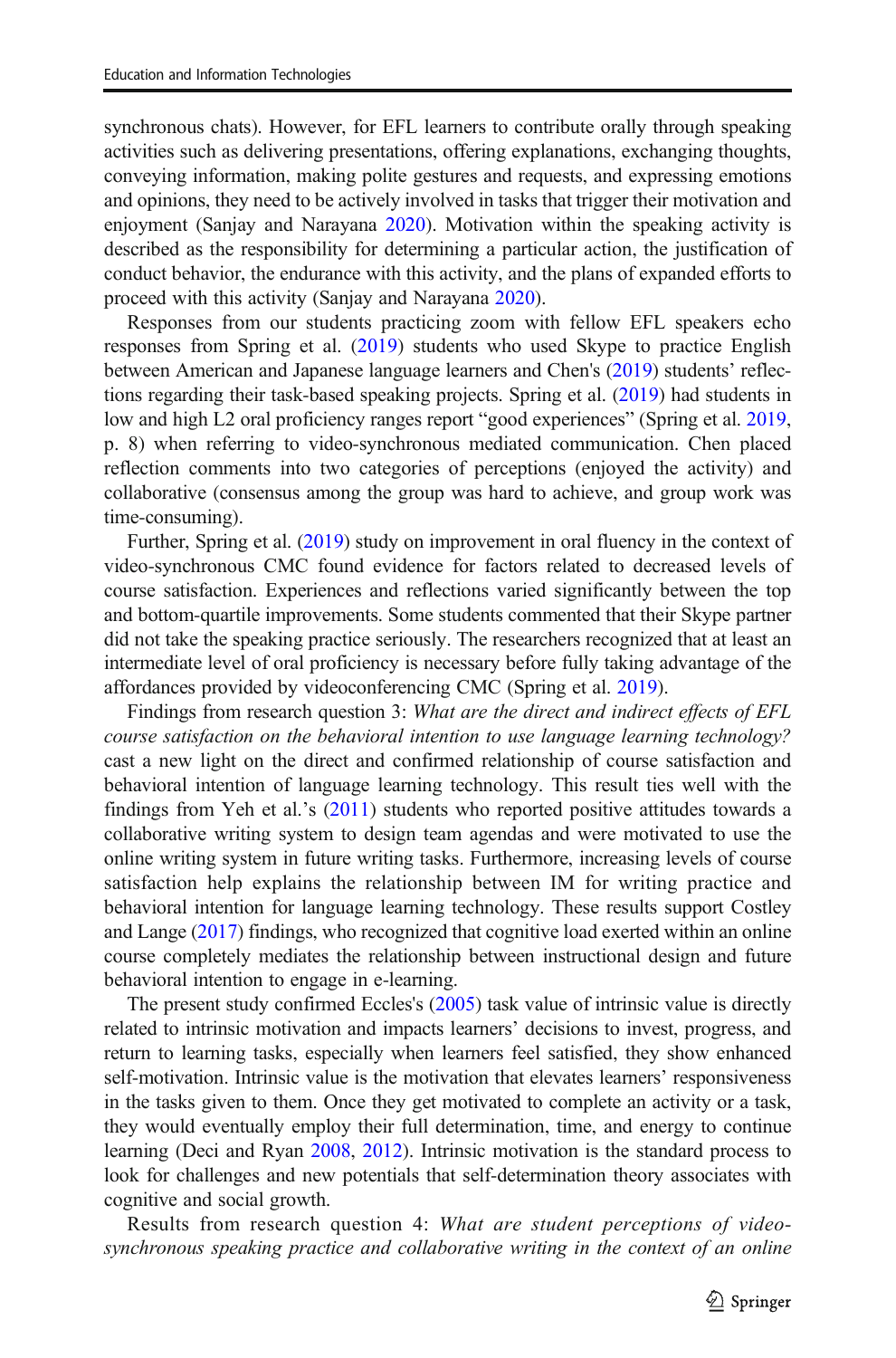synchronous chats). However, for EFL learners to contribute orally through speaking activities such as delivering presentations, offering explanations, exchanging thoughts, conveying information, making polite gestures and requests, and expressing emotions and opinions, they need to be actively involved in tasks that trigger their motivation and enjoyment (Sanjay and Narayana 2020). Motivation within the speaking activity is described as the responsibility for determining a particular action, the justification of conduct behavior, the endurance with this activity, and the plans of expanded efforts to proceed with this activity (Sanjay and Narayana 2020).

Responses from our students practicing zoom with fellow EFL speakers echo responses from Spring et al. (2019) students who used Skype to practice English between American and Japanese language learners and Chen's (2019) students' reflections regarding their task-based speaking projects. Spring et al. (2019) had students in low and high L2 oral proficiency ranges report "good experiences" (Spring et al. 2019, p. 8) when referring to video-synchronous mediated communication. Chen placed reflection comments into two categories of perceptions (enjoyed the activity) and collaborative (consensus among the group was hard to achieve, and group work was time-consuming).

Further, Spring et al. (2019) study on improvement in oral fluency in the context of video-synchronous CMC found evidence for factors related to decreased levels of course satisfaction. Experiences and reflections varied significantly between the top and bottom-quartile improvements. Some students commented that their Skype partner did not take the speaking practice seriously. The researchers recognized that at least an intermediate level of oral proficiency is necessary before fully taking advantage of the affordances provided by videoconferencing CMC (Spring et al. 2019).

Findings from research question 3: *What are the direct and indirect effects of EFL course satisfaction on the behavioral intention to use language learning technology?* cast a new light on the direct and confirmed relationship of course satisfaction and behavioral intention of language learning technology. This result ties well with the findings from Yeh et al.'s (2011) students who reported positive attitudes towards a collaborative writing system to design team agendas and were motivated to use the online writing system in future writing tasks. Furthermore, increasing levels of course satisfaction help explains the relationship between IM for writing practice and behavioral intention for language learning technology. These results support Costley and Lange (2017) findings, who recognized that cognitive load exerted within an online course completely mediates the relationship between instructional design and future behavioral intention to engage in e-learning.

The present study confirmed Eccles's (2005) task value of intrinsic value is directly related to intrinsic motivation and impacts learners' decisions to invest, progress, and return to learning tasks, especially when learners feel satisfied, they show enhanced self-motivation. Intrinsic value is the motivation that elevates learners' responsiveness in the tasks given to them. Once they get motivated to complete an activity or a task, they would eventually employ their full determination, time, and energy to continue learning (Deci and Ryan 2008, 2012). Intrinsic motivation is the standard process to look for challenges and new potentials that self-determination theory associates with cognitive and social growth.

Results from research question 4: *What are student perceptions of video-synchronous speaking practice and collaborative writing in the context of an online*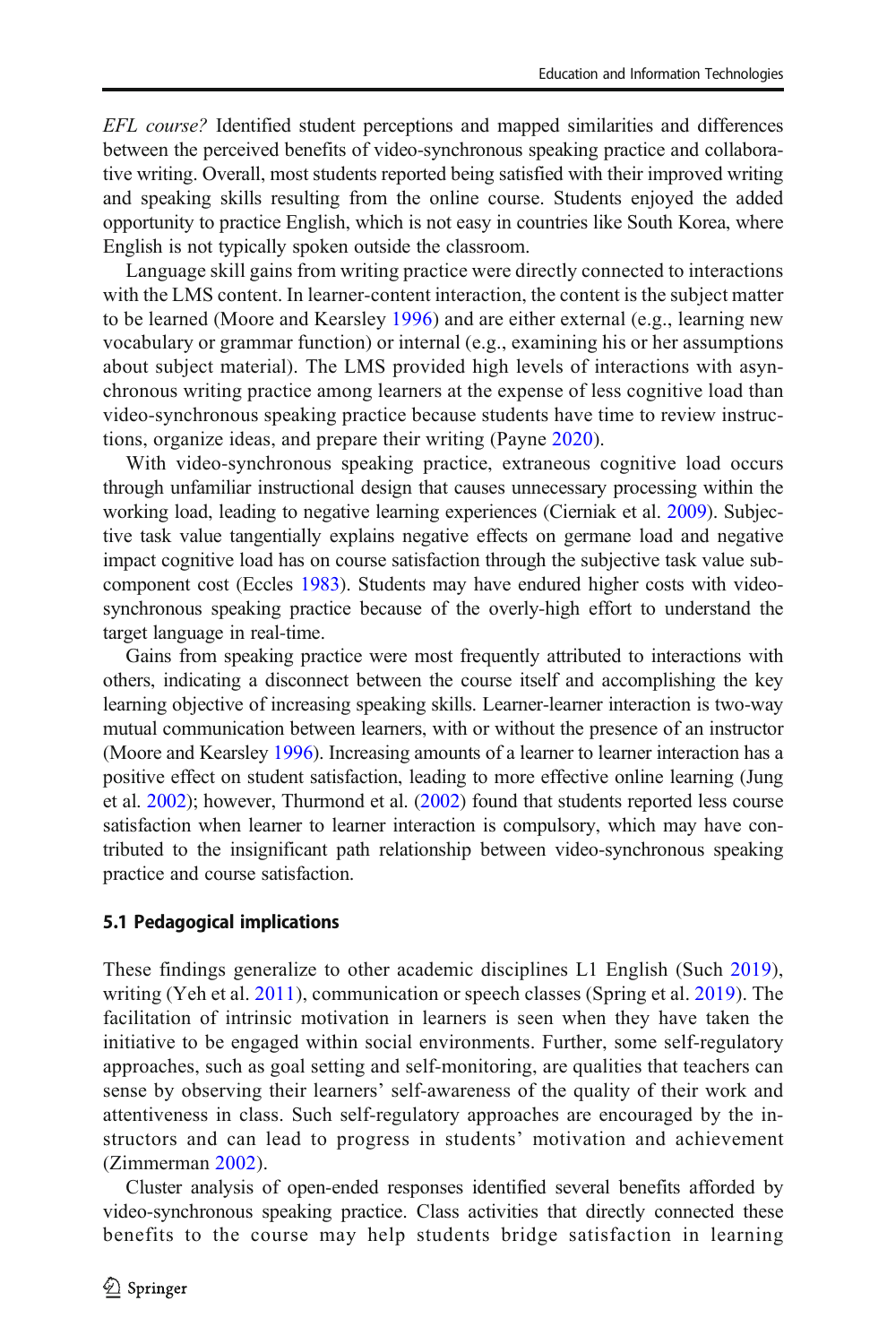*EFL course?* Identified student perceptions and mapped similarities and differences between the perceived benefits of video-synchronous speaking practice and collaborative writing. Overall, most students reported being satisfied with their improved writing and speaking skills resulting from the online course. Students enjoyed the added opportunity to practice English, which is not easy in countries like South Korea, where English is not typically spoken outside the classroom.

Language skill gains from writing practice were directly connected to interactions with the LMS content. In learner-content interaction, the content is the subject matter to be learned (Moore and Kearsley 1996) and are either external (e.g., learning new vocabulary or grammar function) or internal (e.g., examining his or her assumptions about subject material). The LMS provided high levels of interactions with asynchronous writing practice among learners at the expense of less cognitive load than video-synchronous speaking practice because students have time to review instructions, organize ideas, and prepare their writing (Payne 2020).

With video-synchronous speaking practice, extraneous cognitive load occurs through unfamiliar instructional design that causes unnecessary processing within the working load, leading to negative learning experiences (Cierniak et al. 2009). Subjective task value tangentially explains negative effects on germane load and negative impact cognitive load has on course satisfaction through the subjective task value subcomponent cost (Eccles 1983). Students may have endured higher costs with video-synchronous speaking practice because of the overly-high effort to understand the target language in real-time.

Gains from speaking practice were most frequently attributed to interactions with others, indicating a disconnect between the course itself and accomplishing the key learning objective of increasing speaking skills. Learner-learner interaction is two-way mutual communication between learners, with or without the presence of an instructor (Moore and Kearsley 1996). Increasing amounts of a learner to learner interaction has a positive effect on student satisfaction, leading to more effective online learning (Jung et al. 2002); however, Thurmond et al. (2002) found that students reported less course satisfaction when learner to learner interaction is compulsory, which may have contributed to the insignificant path relationship between video-synchronous speaking practice and course satisfaction.

### 5.1 Pedagogical implications

These findings generalize to other academic disciplines L1 English (Such 2019), writing (Yeh et al. 2011), communication or speech classes (Spring et al. 2019). The facilitation of intrinsic motivation in learners is seen when they have taken the initiative to be engaged within social environments. Further, some self-regulatory approaches, such as goal setting and self-monitoring, are qualities that teachers can sense by observing their learners' self-awareness of the quality of their work and attentiveness in class. Such self-regulatory approaches are encouraged by the instructors and can lead to progress in students' motivation and achievement (Zimmerman 2002).

Cluster analysis of open-ended responses identified several benefits afforded by video-synchronous speaking practice. Class activities that directly connected these benefits to the course may help students bridge satisfaction in learning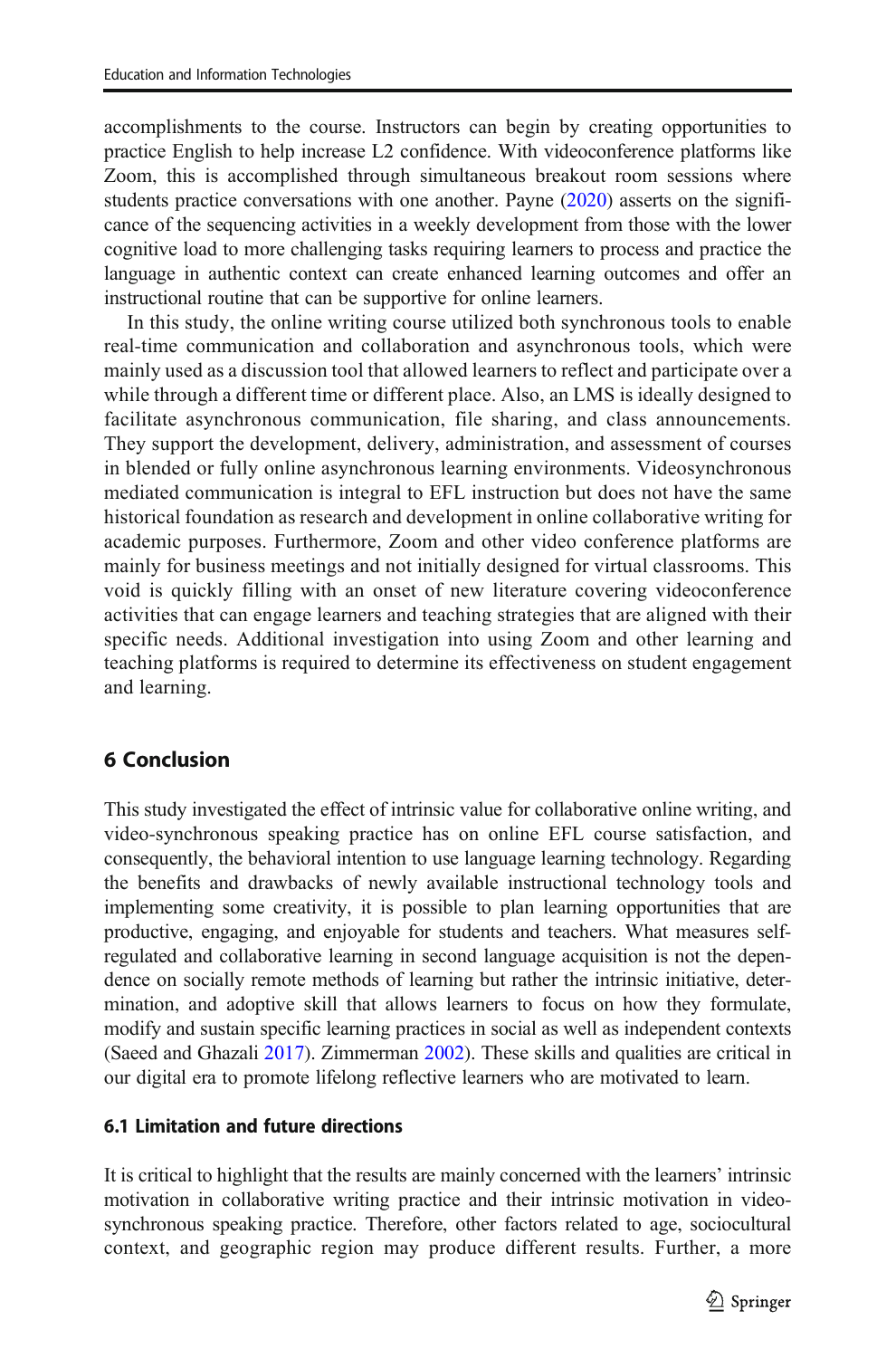accomplishments to the course. Instructors can begin by creating opportunities to practice English to help increase L2 confidence. With videoconference platforms like Zoom, this is accomplished through simultaneous breakout room sessions where students practice conversations with one another. Payne (2020) asserts on the significance of the sequencing activities in a weekly development from those with the lower cognitive load to more challenging tasks requiring learners to process and practice the language in authentic context can create enhanced learning outcomes and offer an instructional routine that can be supportive for online learners.

In this study, the online writing course utilized both synchronous tools to enable real-time communication and collaboration and asynchronous tools, which were mainly used as a discussion tool that allowed learners to reflect and participate over a while through a different time or different place. Also, an LMS is ideally designed to facilitate asynchronous communication, file sharing, and class announcements. They support the development, delivery, administration, and assessment of courses in blended or fully online asynchronous learning environments. Videosynchronous mediated communication is integral to EFL instruction but does not have the same historical foundation as research and development in online collaborative writing for academic purposes. Furthermore, Zoom and other video conference platforms are mainly for business meetings and not initially designed for virtual classrooms. This void is quickly filling with an onset of new literature covering videoconference activities that can engage learners and teaching strategies that are aligned with their specific needs. Additional investigation into using Zoom and other learning and teaching platforms is required to determine its effectiveness on student engagement and learning.

## 6 Conclusion

This study investigated the effect of intrinsic value for collaborative online writing, and video-synchronous speaking practice has on online EFL course satisfaction, and consequently, the behavioral intention to use language learning technology. Regarding the benefits and drawbacks of newly available instructional technology tools and implementing some creativity, it is possible to plan learning opportunities that are productive, engaging, and enjoyable for students and teachers. What measures self-regulated and collaborative learning in second language acquisition is not the dependence on socially remote methods of learning but rather the intrinsic initiative, determination, and adoptive skill that allows learners to focus on how they formulate, modify and sustain specific learning practices in social as well as independent contexts (Saeed and Ghazali 2017). Zimmerman 2002). These skills and qualities are critical in our digital era to promote lifelong reflective learners who are motivated to learn.

### 6.1 Limitation and future directions

It is critical to highlight that the results are mainly concerned with the learners' intrinsic motivation in collaborative writing practice and their intrinsic motivation in video-synchronous speaking practice. Therefore, other factors related to age, sociocultural context, and geographic region may produce different results. Further, a more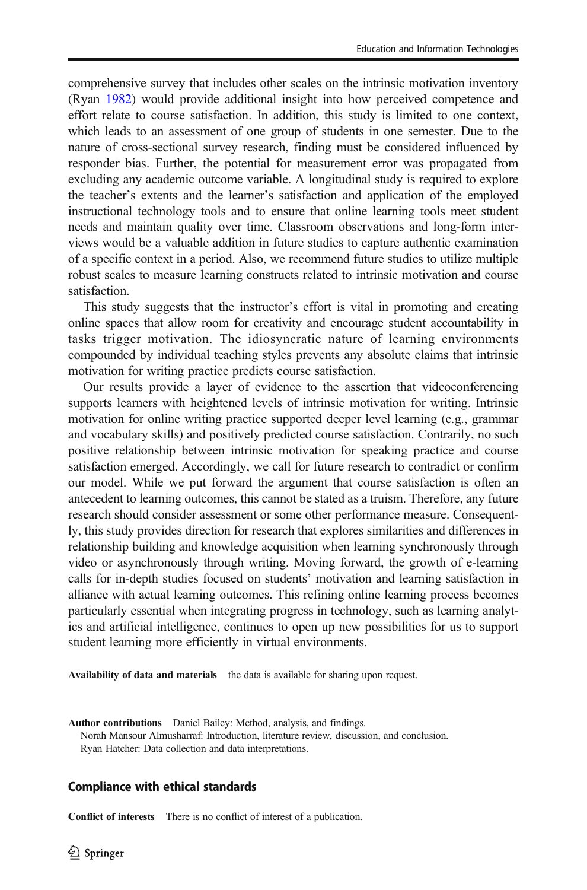comprehensive survey that includes other scales on the intrinsic motivation inventory (Ryan 1982) would provide additional insight into how perceived competence and effort relate to course satisfaction. In addition, this study is limited to one context, which leads to an assessment of one group of students in one semester. Due to the nature of cross-sectional survey research, finding must be considered influenced by responder bias. Further, the potential for measurement error was propagated from excluding any academic outcome variable. A longitudinal study is required to explore the teacher's extents and the learner's satisfaction and application of the employed instructional technology tools and to ensure that online learning tools meet student needs and maintain quality over time. Classroom observations and long-form interviews would be a valuable addition in future studies to capture authentic examination of a specific context in a period. Also, we recommend future studies to utilize multiple robust scales to measure learning constructs related to intrinsic motivation and course satisfaction.

This study suggests that the instructor's effort is vital in promoting and creating online spaces that allow room for creativity and encourage student accountability in tasks trigger motivation. The idiosyncratic nature of learning environments compounded by individual teaching styles prevents any absolute claims that intrinsic motivation for writing practice predicts course satisfaction.

Our results provide a layer of evidence to the assertion that videoconferencing supports learners with heightened levels of intrinsic motivation for writing. Intrinsic motivation for online writing practice supported deeper level learning (e.g., grammar and vocabulary skills) and positively predicted course satisfaction. Contrarily, no such positive relationship between intrinsic motivation for speaking practice and course satisfaction emerged. Accordingly, we call for future research to contradict or confirm our model. While we put forward the argument that course satisfaction is often an antecedent to learning outcomes, this cannot be stated as a truism. Therefore, any future research should consider assessment or some other performance measure. Consequently, this study provides direction for research that explores similarities and differences in relationship building and knowledge acquisition when learning synchronously through video or asynchronously through writing. Moving forward, the growth of e-learning calls for in-depth studies focused on students' motivation and learning satisfaction in alliance with actual learning outcomes. This refining online learning process becomes particularly essential when integrating progress in technology, such as learning analytics and artificial intelligence, continues to open up new possibilities for us to support student learning more efficiently in virtual environments.

**Availability of data and materials** the data is available for sharing upon request.

**Author contributions** Daniel Bailey: Method, analysis, and findings.
Norah Mansour Almusharraf: Introduction, literature review, discussion, and conclusion.
Ryan Hatcher: Data collection and data interpretations.

## Compliance with ethical standards

**Conflict of interests** There is no conflict of interest of a publication.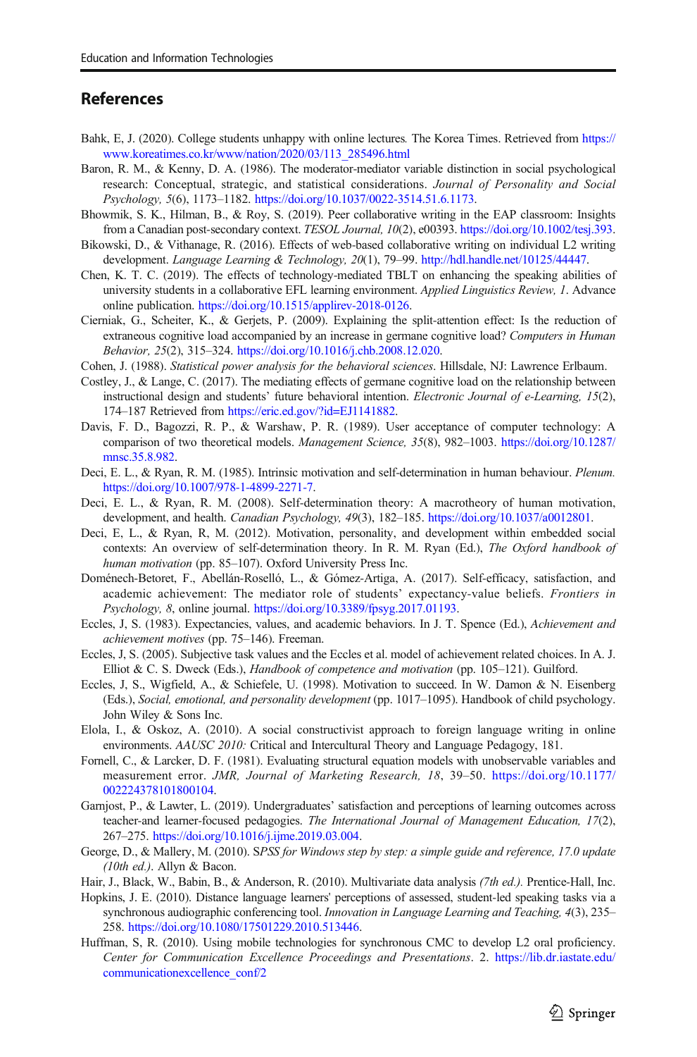## References

Bahk, E, J. (2020). College students unhappy with online lectures*.* The Korea Times. Retrieved from https://www.koreatimes.co.kr/www/nation/2020/03/113_285496.html

Baron, R. M., & Kenny, D. A. (1986). The moderator-mediator variable distinction in social psychological research: Conceptual, strategic, and statistical considerations. *Journal of Personality and Social Psychology, 5*(6), 1173–1182. https://doi.org/10.1037/0022-3514.51.6.1173.

Bhowmik, S. K., Hilman, B., & Roy, S. (2019). Peer collaborative writing in the EAP classroom: Insights from a Canadian post-secondary context. *TESOL Journal, 10*(2), e00393. https://doi.org/10.1002/tesj.393.

Bikowski, D., & Vithanage, R. (2016). Effects of web-based collaborative writing on individual L2 writing development. *Language Learning & Technology, 20*(1), 79–99. http://hdl.handle.net/10125/44447.

Chen, K. T. C. (2019). The effects of technology-mediated TBLT on enhancing the speaking abilities of university students in a collaborative EFL learning environment. *Applied Linguistics Review, 1*. Advance online publication. https://doi.org/10.1515/applirev-2018-0126.

Cierniak, G., Scheiter, K., & Gerjets, P. (2009). Explaining the split-attention effect: Is the reduction of extraneous cognitive load accompanied by an increase in germane cognitive load? *Computers in Human Behavior, 25*(2), 315–324. https://doi.org/10.1016/j.chb.2008.12.020.

Cohen, J. (1988). *Statistical power analysis for the behavioral sciences*. Hillsdale, NJ: Lawrence Erlbaum.

Costley, J., & Lange, C. (2017). The mediating effects of germane cognitive load on the relationship between instructional design and students' future behavioral intention. *Electronic Journal of e-Learning, 15*(2), 174–187 Retrieved from https://eric.ed.gov/?id=EJ1141882.

Davis, F. D., Bagozzi, R. P., & Warshaw, P. R. (1989). User acceptance of computer technology: A comparison of two theoretical models. *Management Science, 35*(8), 982–1003. https://doi.org/10.1287/mnsc.35.8.982.

Deci, E. L., & Ryan, R. M. (1985). Intrinsic motivation and self-determination in human behaviour. *Plenum.* https://doi.org/10.1007/978-1-4899-2271-7.

Deci, E. L., & Ryan, R. M. (2008). Self-determination theory: A macrotheory of human motivation, development, and health. *Canadian Psychology, 49*(3), 182–185. https://doi.org/10.1037/a0012801.

Deci, E, L., & Ryan, R, M. (2012). Motivation, personality, and development within embedded social contexts: An overview of self-determination theory. In R. M. Ryan (Ed.), *The Oxford handbook of human motivation* (pp. 85–107). Oxford University Press Inc.

Doménech-Betoret, F., Abellán-Roselló, L., & Gómez-Artiga, A. (2017). Self-efficacy, satisfaction, and academic achievement: The mediator role of students' expectancy-value beliefs. *Frontiers in Psychology, 8*, online journal. https://doi.org/10.3389/fpsyg.2017.01193.

Eccles, J, S. (1983). Expectancies, values, and academic behaviors. In J. T. Spence (Ed.), *Achievement and achievement motives* (pp. 75–146). Freeman.

Eccles, J, S. (2005). Subjective task values and the Eccles et al. model of achievement related choices. In A. J. Elliot & C. S. Dweck (Eds.), *Handbook of competence and motivation* (pp. 105–121). Guilford.

Eccles, J, S., Wigfield, A., & Schiefele, U. (1998). Motivation to succeed. In W. Damon & N. Eisenberg (Eds.), *Social, emotional, and personality development* (pp. 1017–1095). Handbook of child psychology. John Wiley & Sons Inc.

Elola, I., & Oskoz, A. (2010). A social constructivist approach to foreign language writing in online environments. *AAUSC 2010:* Critical and Intercultural Theory and Language Pedagogy, 181.

Fornell, C., & Larcker, D. F. (1981). Evaluating structural equation models with unobservable variables and measurement error. *JMR, Journal of Marketing Research, 18*, 39–50. https://doi.org/10.1177/002224378101800104.

Garnjost, P., & Lawter, L. (2019). Undergraduates' satisfaction and perceptions of learning outcomes across teacher-and learner-focused pedagogies. *The International Journal of Management Education, 17*(2), 267–275. https://doi.org/10.1016/j.ijme.2019.03.004.

George, D., & Mallery, M. (2010). *SPSS for Windows step by step: a simple guide and reference, 17.0 update (10th ed.)*. Allyn & Bacon.

Hair, J., Black, W., Babin, B., & Anderson, R. (2010). Multivariate data analysis *(7th ed.).* Prentice-Hall, Inc.

Hopkins, J. E. (2010). Distance language learners' perceptions of assessed, student-led speaking tasks via a synchronous audiographic conferencing tool. *Innovation in Language Learning and Teaching, 4*(3), 235–258. https://doi.org/10.1080/17501229.2010.513446.

Huffman, S, R. (2010). Using mobile technologies for synchronous CMC to develop L2 oral proficiency. *Center for Communication Excellence Proceedings and Presentations*. 2. https://lib.dr.iastate.edu/communicationexcellence_conf/2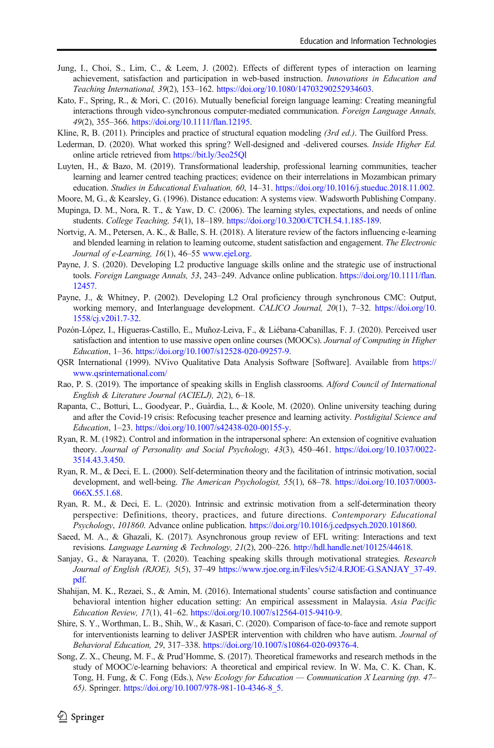Jung, I., Choi, S., Lim, C., & Leem, J. (2002). Effects of different types of interaction on learning achievement, satisfaction and participation in web-based instruction. *Innovations in Education and Teaching International, 39*(2), 153–162. https://doi.org/10.1080/14703290252934603.

Kato, F., Spring, R., & Mori, C. (2016). Mutually beneficial foreign language learning: Creating meaningful interactions through video-synchronous computer-mediated communication. *Foreign Language Annals, 49*(2), 355–366. https://doi.org/10.1111/flan.12195.

Kline, R, B. (2011). Principles and practice of structural equation modeling *(3rd ed.)*. The Guilford Press.

Lederman, D. (2020). What worked this spring? Well-designed and -delivered courses. *Inside Higher Ed.* online article retrieved from https://bit.ly/3eo25Ql

Luyten, H., & Bazo, M. (2019). Transformational leadership, professional learning communities, teacher learning and learner centred teaching practices; evidence on their interrelations in Mozambican primary education. *Studies in Educational Evaluation, 60*, 14–31. https://doi.org/10.1016/j.stueduc.2018.11.002.

Moore, M, G., & Kearsley, G. (1996). Distance education: A systems view. Wadsworth Publishing Company.

Mupinga, D. M., Nora, R. T., & Yaw, D. C. (2006). The learning styles, expectations, and needs of online students. *College Teaching, 54*(1), 18–189. https://doi.org/10.3200/CTCH.54.1.185-189.

Nortvig, A. M., Petersen, A. K., & Balle, S. H. (2018). A literature review of the factors influencing e-learning and blended learning in relation to learning outcome, student satisfaction and engagement. *The Electronic Journal of e-Learning, 16*(1), 46–55 www.ejel.org.

Payne, J. S. (2020). Developing L2 productive language skills online and the strategic use of instructional tools. *Foreign Language Annals, 53*, 243–249. Advance online publication. https://doi.org/10.1111/flan.12457.

Payne, J., & Whitney, P. (2002). Developing L2 Oral proficiency through synchronous CMC: Output, working memory, and Interlanguage development. *CALICO Journal, 20*(1), 7–32. https://doi.org/10.1558/cj.v20i1.7-32.

Pozón-López, I., Higueras-Castillo, E., Muñoz-Leiva, F., & Liébana-Cabanillas, F. J. (2020). Perceived user satisfaction and intention to use massive open online courses (MOOCs). *Journal of Computing in Higher Education*, 1–36. https://doi.org/10.1007/s12528-020-09257-9.

QSR International (1999). NVivo Qualitative Data Analysis Software [Software]. Available from https://www.qsrinternational.com/

Rao, P. S. (2019). The importance of speaking skills in English classrooms. *Alford Council of International English & Literature Journal (ACIELJ), 2*(2), 6–18.

Rapanta, C., Botturi, L., Goodyear, P., Guàrdia, L., & Koole, M. (2020). Online university teaching during and after the Covid-19 crisis: Refocusing teacher presence and learning activity. *Postdigital Science and Education*, 1–23. https://doi.org/10.1007/s42438-020-00155-y.

Ryan, R. M. (1982). Control and information in the intrapersonal sphere: An extension of cognitive evaluation theory. *Journal of Personality and Social Psychology, 43*(3), 450–461. https://doi.org/10.1037/0022-3514.43.3.450.

Ryan, R. M., & Deci, E. L. (2000). Self-determination theory and the facilitation of intrinsic motivation, social development, and well-being. *The American Psychologist, 55*(1), 68–78. https://doi.org/10.1037/0003-066X.55.1.68.

Ryan, R. M., & Deci, E. L. (2020). Intrinsic and extrinsic motivation from a self-determination theory perspective: Definitions, theory, practices, and future directions. *Contemporary Educational Psychology*, *101860*. Advance online publication. https://doi.org/10.1016/j.cedpsych.2020.101860.

Saeed, M. A., & Ghazali, K. (2017). Asynchronous group review of EFL writing: Interactions and text revisions. *Language Learning & Technology, 21*(2), 200–226. http://hdl.handle.net/10125/44618.

Sanjay, G., & Narayana, T. (2020). Teaching speaking skills through motivational strategies. *Research Journal of English (RJOE), 5*(5), 37–49 https://www.rjoe.org.in/Files/v5i2/4.RJOE-G.SANJAY_37-49.pdf.

Shahijan, M. K., Rezaei, S., & Amin, M. (2016). International students' course satisfaction and continuance behavioral intention higher education setting: An empirical assessment in Malaysia. *Asia Pacific Education Review, 17*(1), 41–62. https://doi.org/10.1007/s12564-015-9410-9.

Shire, S. Y., Worthman, L. B., Shih, W., & Kasari, C. (2020). Comparison of face-to-face and remote support for interventionists learning to deliver JASPER intervention with children who have autism. *Journal of Behavioral Education, 29*, 317–338. https://doi.org/10.1007/s10864-020-09376-4.

Song, Z. X., Cheung, M. F., & Prud'Homme, S. (2017). Theoretical frameworks and research methods in the study of MOOC/e-learning behaviors: A theoretical and empirical review. In W. Ma, C. K. Chan, K. Tong, H. Fung, & C. Fong (Eds.), *New Ecology for Education — Communication X Learning (pp. 47–65)*. Springer. https://doi.org/10.1007/978-981-10-4346-8_5.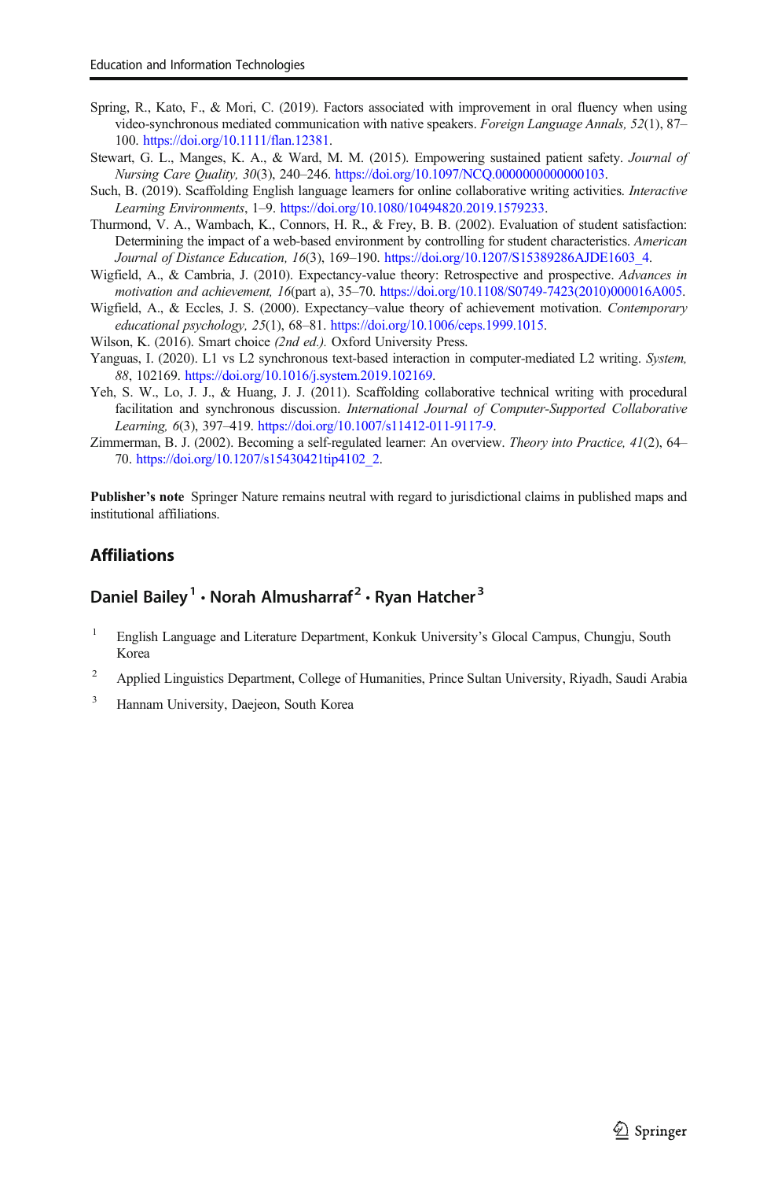Spring, R., Kato, F., & Mori, C. (2019). Factors associated with improvement in oral fluency when using video-synchronous mediated communication with native speakers. *Foreign Language Annals, 52*(1), 87–100. https://doi.org/10.1111/flan.12381.

Stewart, G. L., Manges, K. A., & Ward, M. M. (2015). Empowering sustained patient safety. *Journal of Nursing Care Quality, 30*(3), 240–246. https://doi.org/10.1097/NCQ.0000000000000103.

Such, B. (2019). Scaffolding English language learners for online collaborative writing activities. *Interactive Learning Environments*, 1–9. https://doi.org/10.1080/10494820.2019.1579233.

Thurmond, V. A., Wambach, K., Connors, H. R., & Frey, B. B. (2002). Evaluation of student satisfaction: Determining the impact of a web-based environment by controlling for student characteristics. *American Journal of Distance Education, 16*(3), 169–190. https://doi.org/10.1207/S15389286AJDE1603_4.

Wigfield, A., & Cambria, J. (2010). Expectancy-value theory: Retrospective and prospective. *Advances in motivation and achievement, 16*(part a), 35–70. https://doi.org/10.1108/S0749-7423(2010)000016A005.

Wigfield, A., & Eccles, J. S. (2000). Expectancy–value theory of achievement motivation. *Contemporary educational psychology, 25*(1), 68–81. https://doi.org/10.1006/ceps.1999.1015.

Wilson, K. (2016). Smart choice *(2nd ed.).* Oxford University Press.

Yanguas, I. (2020). L1 vs L2 synchronous text-based interaction in computer-mediated L2 writing. *System, 88*, 102169. https://doi.org/10.1016/j.system.2019.102169.

Yeh, S. W., Lo, J. J., & Huang, J. J. (2011). Scaffolding collaborative technical writing with procedural facilitation and synchronous discussion. *International Journal of Computer-Supported Collaborative Learning, 6*(3), 397–419. https://doi.org/10.1007/s11412-011-9117-9.

Zimmerman, B. J. (2002). Becoming a self-regulated learner: An overview. *Theory into Practice, 41*(2), 64–70. https://doi.org/10.1207/s15430421tip4102_2.

**Publisher's note** Springer Nature remains neutral with regard to jurisdictional claims in published maps and institutional affiliations.

## Affiliations

### Daniel Bailey[1] · Norah Almusharraf[2] · Ryan Hatcher[3]

[1] English Language and Literature Department, Konkuk University's Glocal Campus, Chungju, South Korea

[2] Applied Linguistics Department, College of Humanities, Prince Sultan University, Riyadh, Saudi Arabia

[3] Hannam University, Daejeon, South Korea